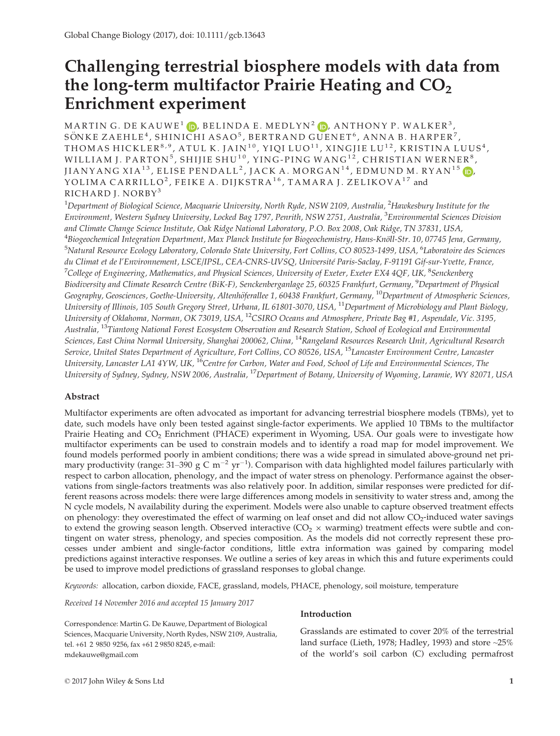# Challenging terrestrial biosphere models with data from the long-term multifactor Prairie Heating and $CO_2$ Enrichment experiment

MARTIN G. DE KAUWE[1], BELINDA E. MEDLYN[2], ANTHONY P. WALKER[3], SÖNKE ZAEHLE[4], SHINICHI ASAO[5], BERTRAND GUENET[6], ANNA B. HARPER[7], THOMAS HICKLER[8,9], ATUL K. JAIN[10], YIQI LUO[11], XINGJIE LU[12], KRISTINA LUUS[4], WILLIAM J. PARTON[5], SHIJIE SHU[10], YING-PING WANG[12], CHRISTIAN WERNER[8], JIANYANG XIA[13], ELISE PENDALL[2], JACK A. MORGAN[14], EDMUND M. RYAN[15], YOLIMA CARRILLO[2], FEIKE A. DIJKSTRA[16], TAMARA J. ZELIKOVA[17] and RICHARD J. NORBY[3]

[1]*Department of Biological Science, Macquarie University, North Ryde, NSW 2109, Australia,* [2]*Hawkesbury Institute for the Environment, Western Sydney University, Locked Bag 1797, Penrith, NSW 2751, Australia,* [3]*Environmental Sciences Division and Climate Change Science Institute, Oak Ridge National Laboratory, P.O. Box 2008, Oak Ridge, TN 37831, USA,* [4]*Biogeochemical Integration Department, Max Planck Institute for Biogeochemistry, Hans-Knöll-Str. 10, 07745 Jena, Germany,* [5]*Natural Resource Ecology Laboratory, Colorado State University, Fort Collins, CO 80523-1499, USA,* [6]*Laboratoire des Sciences du Climat et de l'Environnement, LSCE/IPSL, CEA-CNRS-UVSQ, Université Paris-Saclay, F-91191 Gif-sur-Yvette, France,* [7]*College of Engineering, Mathematics, and Physical Sciences, University of Exeter, Exeter EX4 4QF, UK,* [8]*Senckenberg Biodiversity and Climate Research Centre (BiK-F), Senckenberganlage 25, 60325 Frankfurt, Germany,* [9]*Department of Physical Geography, Geosciences, Goethe-University, Altenhöferallee 1, 60438 Frankfurt, Germany,* [10]*Department of Atmospheric Sciences, University of Illinois, 105 South Gregory Street, Urbana, IL 61801-3070, USA,* [11]*Department of Microbiology and Plant Biology, University of Oklahoma, Norman, OK 73019, USA,* [12]*CSIRO Oceans and Atmosphere, Private Bag #1, Aspendale, Vic. 3195, Australia,* [13]*Tiantong National Forest Ecosystem Observation and Research Station, School of Ecological and Environmental Sciences, East China Normal University, Shanghai 200062, China,* [14]*Rangeland Resources Research Unit, Agricultural Research Service, United States Department of Agriculture, Fort Collins, CO 80526, USA,* [15]*Lancaster Environment Centre, Lancaster University, Lancaster LA1 4YW, UK,* [16]*Centre for Carbon, Water and Food, School of Life and Environmental Sciences, The University of Sydney, Sydney, NSW 2006, Australia,* [17]*Department of Botany, University of Wyoming, Laramie, WY 82071, USA*

## Abstract

Multifactor experiments are often advocated as important for advancing terrestrial biosphere models (TBMs), yet to date, such models have only been tested against single-factor experiments. We applied 10 TBMs to the multifactor Prairie Heating and $CO_2$ Enrichment (PHACE) experiment in Wyoming, USA. Our goals were to investigate how multifactor experiments can be used to constrain models and to identify a road map for model improvement. We found models performed poorly in ambient conditions; there was a wide spread in simulated above-ground net primary productivity (range: 31–390 g C $m^{-2}$ $yr^{-1}$). Comparison with data highlighted model failures particularly with respect to carbon allocation, phenology, and the impact of water stress on phenology. Performance against the observations from single-factors treatments was also relatively poor. In addition, similar responses were predicted for different reasons across models: there were large differences among models in sensitivity to water stress and, among the N cycle models, N availability during the experiment. Models were also unable to capture observed treatment effects on phenology: they overestimated the effect of warming on leaf onset and did not allow $CO_2$-induced water savings to extend the growing season length. Observed interactive ($CO_2$ × warming) treatment effects were subtle and contingent on water stress, phenology, and species composition. As the models did not correctly represent these processes under ambient and single-factor conditions, little extra information was gained by comparing model predictions against interactive responses. We outline a series of key areas in which this and future experiments could be used to improve model predictions of grassland responses to global change.

*Keywords:* allocation, carbon dioxide, FACE, grassland, models, PHACE, phenology, soil moisture, temperature

*Received 14 November 2016 and accepted 15 January 2017*

Correspondence: Martin G. De Kauwe, Department of Biological Sciences, Macquarie University, North Rydes, NSW 2109, Australia, tel. +61 2 9850 9256, fax +61 2 9850 8245, e-mail: mdekauwe@gmail.com

## Introduction

Grasslands are estimated to cover 20% of the terrestrial land surface (Lieth, 1978; Hadley, 1993) and store ~25% of the world's soil carbon (C) excluding permafrost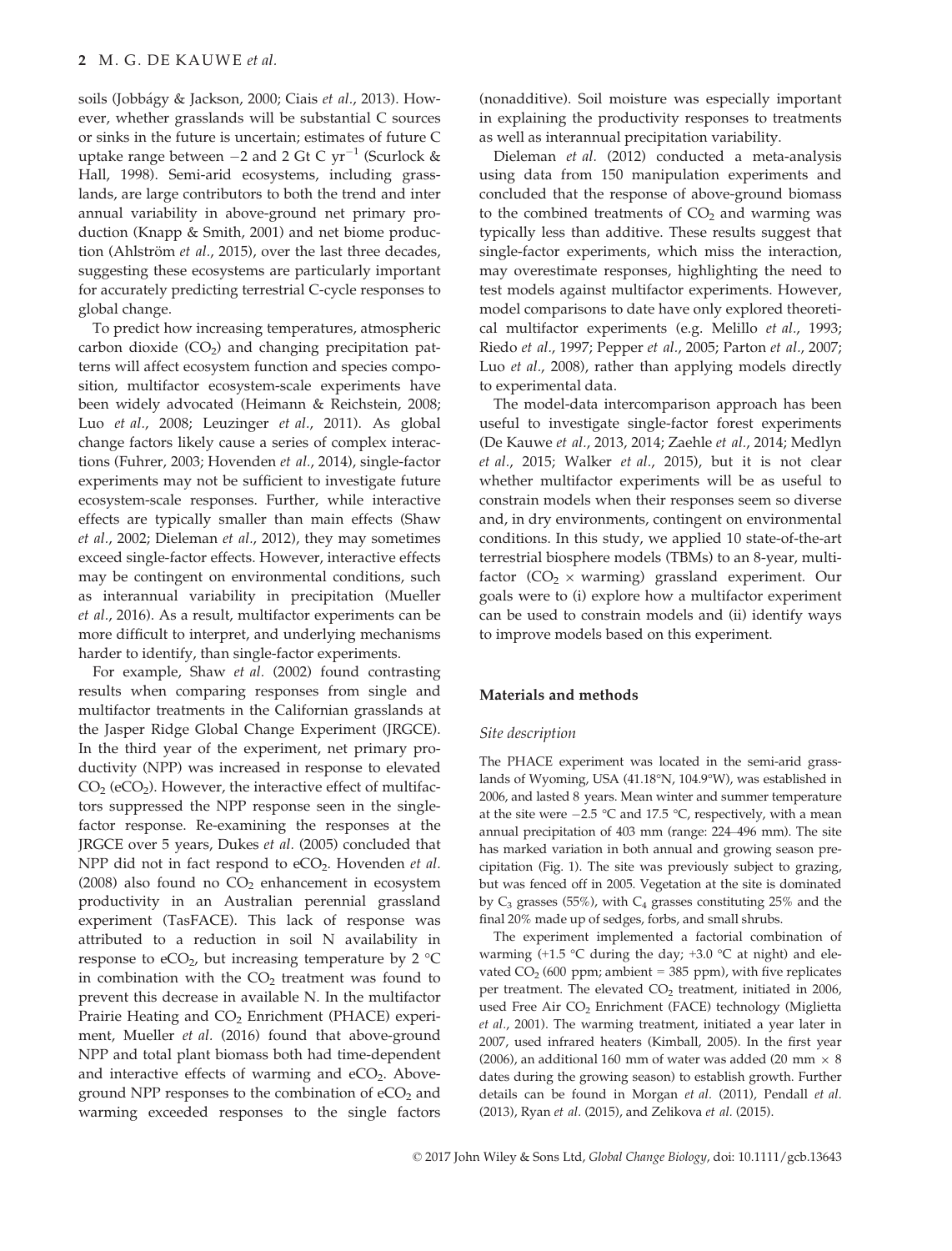soils (Jobbágy & Jackson, 2000; Ciais *et al.*, 2013). However, whether grasslands will be substantial C sources or sinks in the future is uncertain; estimates of future C uptake range between −2 and 2 Gt C $yr^{-1}$ (Scurlock & Hall, 1998). Semi-arid ecosystems, including grasslands, are large contributors to both the trend and inter annual variability in above-ground net primary production (Knapp & Smith, 2001) and net biome production (Ahlström *et al.*, 2015), over the last three decades, suggesting these ecosystems are particularly important for accurately predicting terrestrial C-cycle responses to global change.

To predict how increasing temperatures, atmospheric carbon dioxide ($CO_2$) and changing precipitation patterns will affect ecosystem function and species composition, multifactor ecosystem-scale experiments have been widely advocated (Heimann & Reichstein, 2008; Luo *et al.*, 2008; Leuzinger *et al.*, 2011). As global change factors likely cause a series of complex interactions (Fuhrer, 2003; Hovenden *et al.*, 2014), single-factor experiments may not be sufficient to investigate future ecosystem-scale responses. Further, while interactive effects are typically smaller than main effects (Shaw *et al.*, 2002; Dieleman *et al.*, 2012), they may sometimes exceed single-factor effects. However, interactive effects may be contingent on environmental conditions, such as interannual variability in precipitation (Mueller *et al.*, 2016). As a result, multifactor experiments can be more difficult to interpret, and underlying mechanisms harder to identify, than single-factor experiments.

For example, Shaw *et al.* (2002) found contrasting results when comparing responses from single and multifactor treatments in the Californian grasslands at the Jasper Ridge Global Change Experiment (JRGCE). In the third year of the experiment, net primary productivity (NPP) was increased in response to elevated $CO_2$ ($eCO_2$). However, the interactive effect of multifactors suppressed the NPP response seen in the single-factor response. Re-examining the responses at the JRGCE over 5 years, Dukes *et al.* (2005) concluded that NPP did not in fact respond to $eCO_2$. Hovenden *et al.* (2008) also found no $CO_2$ enhancement in ecosystem productivity in an Australian perennial grassland experiment (TasFACE). This lack of response was attributed to a reduction in soil N availability in response to $eCO_2$, but increasing temperature by 2 °C in combination with the $CO_2$ treatment was found to prevent this decrease in available N. In the multifactor Prairie Heating and $CO_2$ Enrichment (PHACE) experiment, Mueller *et al.* (2016) found that above-ground NPP and total plant biomass both had time-dependent and interactive effects of warming and $eCO_2$. Above-ground NPP responses to the combination of $eCO_2$ and warming exceeded responses to the single factors (nonadditive). Soil moisture was especially important in explaining the productivity responses to treatments as well as interannual precipitation variability.

Dieleman *et al.* (2012) conducted a meta-analysis using data from 150 manipulation experiments and concluded that the response of above-ground biomass to the combined treatments of $CO_2$ and warming was typically less than additive. These results suggest that single-factor experiments, which miss the interaction, may overestimate responses, highlighting the need to test models against multifactor experiments. However, model comparisons to date have only explored theoretical multifactor experiments (e.g. Melillo *et al.*, 1993; Riedo *et al.*, 1997; Pepper *et al.*, 2005; Parton *et al.*, 2007; Luo *et al.*, 2008), rather than applying models directly to experimental data.

The model-data intercomparison approach has been useful to investigate single-factor forest experiments (De Kauwe *et al.*, 2013, 2014; Zaehle *et al.*, 2014; Medlyn *et al.*, 2015; Walker *et al.*, 2015), but it is not clear whether multifactor experiments will be as useful to constrain models when their responses seem so diverse and, in dry environments, contingent on environmental conditions. In this study, we applied 10 state-of-the-art terrestrial biosphere models (TBMs) to an 8-year, multifactor ($CO_2$ × warming) grassland experiment. Our goals were to (i) explore how a multifactor experiment can be used to constrain models and (ii) identify ways to improve models based on this experiment.

## Materials and methods

### Site description

The PHACE experiment was located in the semi-arid grasslands of Wyoming, USA (41.18°N, 104.9°W), was established in 2006, and lasted 8 years. Mean winter and summer temperature at the site were −2.5 °C and 17.5 °C, respectively, with a mean annual precipitation of 403 mm (range: 224–496 mm). The site has marked variation in both annual and growing season precipitation (Fig. 1). The site was previously subject to grazing, but was fenced off in 2005. Vegetation at the site is dominated by $C_3$ grasses (55%), with $C_4$ grasses constituting 25% and the final 20% made up of sedges, forbs, and small shrubs.

The experiment implemented a factorial combination of warming (+1.5 °C during the day; +3.0 °C at night) and elevated $CO_2$ (600 ppm; ambient = 385 ppm), with five replicates per treatment. The elevated $CO_2$ treatment, initiated in 2006, used Free Air $CO_2$ Enrichment (FACE) technology (Miglietta *et al.*, 2001). The warming treatment, initiated a year later in 2007, used infrared heaters (Kimball, 2005). In the first year (2006), an additional 160 mm of water was added (20 mm × 8 dates during the growing season) to establish growth. Further details can be found in Morgan *et al.* (2011), Pendall *et al.* (2013), Ryan *et al.* (2015), and Zelikova *et al.* (2015).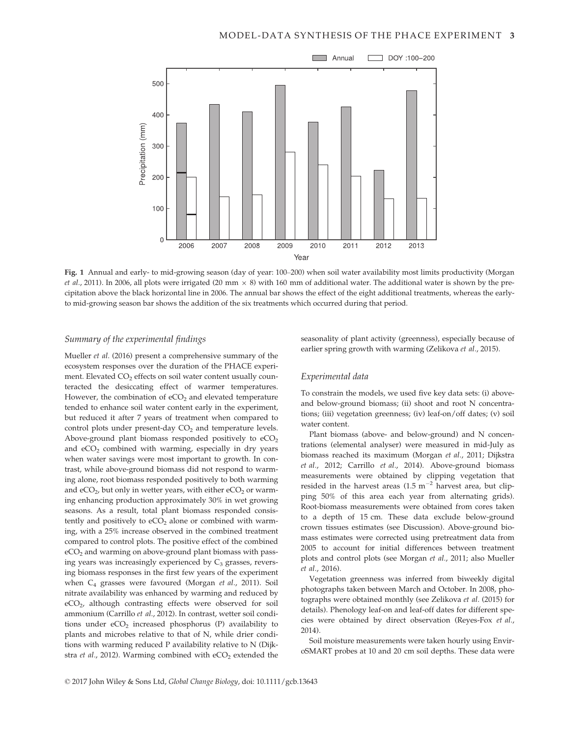Fig. 1 Annual and early- to mid-growing season (day of year: 100–200) when soil water availability most limits productivity (Morgan *et al*., 2011). In 2006, all plots were irrigated (20 mm × 8) with 160 mm of additional water. The additional water is shown by the precipitation above the black horizontal line in 2006. The annual bar shows the effect of the eight additional treatments, whereas the early- to mid-growing season bar shows the addition of the six treatments which occurred during that period.

### *Summary of the experimental findings*

Mueller *et al.* (2016) present a comprehensive summary of the ecosystem responses over the duration of the PHACE experiment. Elevated $CO_2$ effects on soil water content usually counteracted the desiccating effect of warmer temperatures. However, the combination of $eCO_2$ and elevated temperature tended to enhance soil water content early in the experiment, but reduced it after 7 years of treatment when compared to control plots under present-day $CO_2$ and temperature levels. Above-ground plant biomass responded positively to $eCO_2$ and $eCO_2$ combined with warming, especially in dry years when water savings were most important to growth. In contrast, while above-ground biomass did not respond to warming alone, root biomass responded positively to both warming and $eCO_2$, but only in wetter years, with either $eCO_2$ or warming enhancing production approximately 30% in wet growing seasons. As a result, total plant biomass responded consistently and positively to $eCO_2$ alone or combined with warming, with a 25% increase observed in the combined treatment compared to control plots. The positive effect of the combined $eCO_2$ and warming on above-ground plant biomass with passing years was increasingly experienced by $C_3$ grasses, reversing biomass responses in the first few years of the experiment when $C_4$ grasses were favoured (Morgan *et al*., 2011). Soil nitrate availability was enhanced by warming and reduced by $eCO_2$, although contrasting effects were observed for soil ammonium (Carrillo *et al*., 2012). In contrast, wetter soil conditions under $eCO_2$ increased phosphorus (P) availability to plants and microbes relative to that of N, while drier conditions with warming reduced P availability relative to N (Dijkstra *et al*., 2012). Warming combined with $eCO_2$ extended the seasonality of plant activity (greenness), especially because of earlier spring growth with warming (Zelikova *et al*., 2015).

### *Experimental data*

To constrain the models, we used five key data sets: (i) above- and below-ground biomass; (ii) shoot and root N concentrations; (iii) vegetation greenness; (iv) leaf-on/off dates; (v) soil water content.

Plant biomass (above- and below-ground) and N concentrations (elemental analyser) were measured in mid-July as biomass reached its maximum (Morgan *et al*., 2011; Dijkstra *et al*., 2012; Carrillo *et al*., 2014). Above-ground biomass measurements were obtained by clipping vegetation that resided in the harvest areas (1.5 $m^{-2}$ harvest area, but clipping 50% of this area each year from alternating grids). Root-biomass measurements were obtained from cores taken to a depth of 15 cm. These data exclude below-ground crown tissues estimates (see Discussion). Above-ground biomass estimates were corrected using pretreatment data from 2005 to account for initial differences between treatment plots and control plots (see Morgan *et al*., 2011; also Mueller *et al*., 2016).

Vegetation greenness was inferred from biweekly digital photographs taken between March and October. In 2008, photographs were obtained monthly (see Zelikova *et al.* (2015) for details). Phenology leaf-on and leaf-off dates for different species were obtained by direct observation (Reyes-Fox *et al*., 2014).

Soil moisture measurements were taken hourly using EnviroSMART probes at 10 and 20 cm soil depths. These data were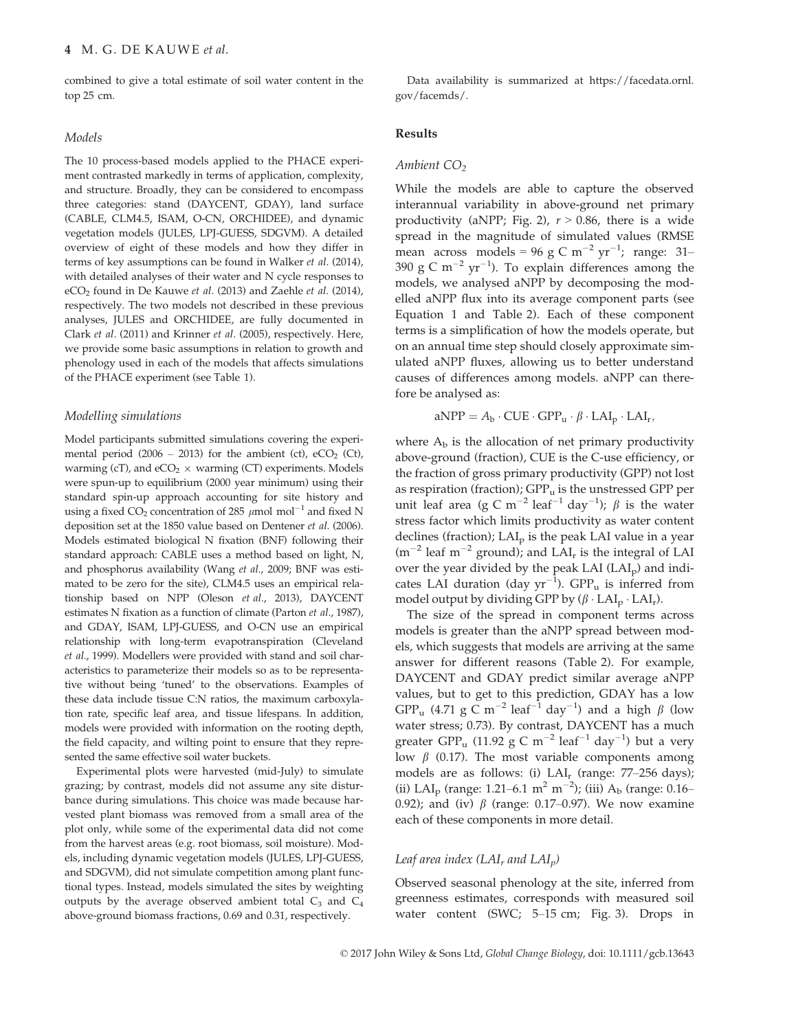combined to give a total estimate of soil water content in the top 25 cm.

### Models

The 10 process-based models applied to the PHACE experiment contrasted markedly in terms of application, complexity, and structure. Broadly, they can be considered to encompass three categories: stand (DAYCENT, GDAY), land surface (CABLE, CLM4.5, ISAM, O-CN, ORCHIDEE), and dynamic vegetation models (JULES, LPJ-GUESS, SDGVM). A detailed overview of eight of these models and how they differ in terms of key assumptions can be found in Walker *et al.* (2014), with detailed analyses of their water and N cycle responses to $eCO_2$ found in De Kauwe *et al.* (2013) and Zaehle *et al.* (2014), respectively. The two models not described in these previous analyses, JULES and ORCHIDEE, are fully documented in Clark *et al.* (2011) and Krinner *et al.* (2005), respectively. Here, we provide some basic assumptions in relation to growth and phenology used in each of the models that affects simulations of the PHACE experiment (see Table 1).

### Modelling simulations

Model participants submitted simulations covering the experimental period (2006 – 2013) for the ambient (ct), $eCO_2$ (Ct), warming (cT), and $eCO_2$ × warming (CT) experiments. Models were spun-up to equilibrium (2000 year minimum) using their standard spin-up approach accounting for site history and using a fixed $CO_2$ concentration of 285 $\mu$mol mol$^{-1}$ and fixed N deposition set at the 1850 value based on Dentener *et al.* (2006). Models estimated biological N fixation (BNF) following their standard approach: CABLE uses a method based on light, N, and phosphorus availability (Wang *et al.*, 2009; BNF was estimated to be zero for the site), CLM4.5 uses an empirical relationship based on NPP (Oleson *et al.*, 2013), DAYCENT estimates N fixation as a function of climate (Parton *et al.*, 1987), and GDAY, ISAM, LPJ-GUESS, and O-CN use an empirical relationship with long-term evapotranspiration (Cleveland *et al.*, 1999). Modellers were provided with stand and soil characteristics to parameterize their models so as to be representative without being 'tuned' to the observations. Examples of these data include tissue C:N ratios, the maximum carboxylation rate, specific leaf area, and tissue lifespans. In addition, models were provided with information on the rooting depth, the field capacity, and wilting point to ensure that they represented the same effective soil water buckets.

Experimental plots were harvested (mid-July) to simulate grazing; by contrast, models did not assume any site disturbance during simulations. This choice was made because harvested plant biomass was removed from a small area of the plot only, while some of the experimental data did not come from the harvest areas (e.g. root biomass, soil moisture). Models, including dynamic vegetation models (JULES, LPJ-GUESS, and SDGVM), did not simulate competition among plant functional types. Instead, models simulated the sites by weighting outputs by the average observed ambient total $C_3$ and $C_4$ above-ground biomass fractions, 0.69 and 0.31, respectively.

Data availability is summarized at https://facedata.ornl.gov/facemds/.

## Results

### Ambient $CO_2$

While the models are able to capture the observed interannual variability in above-ground net primary productivity (aNPP; Fig. 2), $r > 0.86$, there is a wide spread in the magnitude of simulated values (RMSE mean across models = 96 g C m$^{-2}$ yr$^{-1}$; range: 31–390 g C m$^{-2}$ yr$^{-1}$). To explain differences among the models, we analysed aNPP by decomposing the modelled aNPP flux into its average component parts (see Equation 1 and Table 2). Each of these component terms is a simplification of how the models operate, but on an annual time step should closely approximate simulated aNPP fluxes, allowing us to better understand causes of differences among models. aNPP can therefore be analysed as:

$$\text{aNPP} = A_b \cdot \text{CUE} \cdot \text{GPP}_u \cdot \beta \cdot \text{LAI}_p \cdot \text{LAI}_r,$$

where $A_b$ is the allocation of net primary productivity above-ground (fraction), CUE is the C-use efficiency, or the fraction of gross primary productivity (GPP) not lost as respiration (fraction); $\text{GPP}_u$ is the unstressed GPP per unit leaf area (g C m$^{-2}$ leaf$^{-1}$ day$^{-1}$); $\beta$ is the water stress factor which limits productivity as water content declines (fraction); $\text{LAI}_p$ is the peak LAI value in a year (m$^{-2}$ leaf m$^{-2}$ ground); and $\text{LAI}_r$ is the integral of LAI over the year divided by the peak LAI ($\text{LAI}_p$) and indicates LAI duration (day yr$^{-1}$). $\text{GPP}_u$ is inferred from model output by dividing GPP by ($\beta \cdot \text{LAI}_p \cdot \text{LAI}_r$).

The size of the spread in component terms across models is greater than the aNPP spread between models, which suggests that models are arriving at the same answer for different reasons (Table 2). For example, DAYCENT and GDAY predict similar average aNPP values, but to get to this prediction, GDAY has a low $\text{GPP}_u$ (4.71 g C m$^{-2}$ leaf$^{-1}$ day$^{-1}$) and a high $\beta$ (low water stress; 0.73). By contrast, DAYCENT has a much greater $\text{GPP}_u$ (11.92 g C m$^{-2}$ leaf$^{-1}$ day$^{-1}$) but a very low $\beta$ (0.17). The most variable components among models are as follows: (i) $\text{LAI}_r$ (range: 77–256 days); (ii) $\text{LAI}_p$ (range: 1.21–6.1 m$^2$ m$^{-2}$); (iii) $A_b$ (range: 0.16–0.92); and (iv) $\beta$ (range: 0.17–0.97). We now examine each of these components in more detail.

### Leaf area index ($LAI_r$ and $LAI_p$)

Observed seasonal phenology at the site, inferred from greenness estimates, corresponds with measured soil water content (SWC; 5–15 cm; Fig. 3). Drops in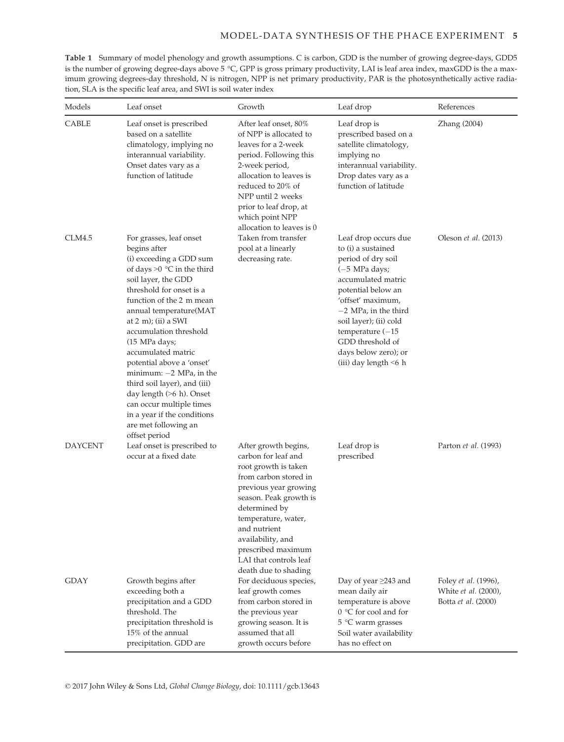**Table 1** Summary of model phenology and growth assumptions. C is carbon, GDD is the number of growing degree-days, GDD5 is the number of growing degree-days above 5 °C, GPP is gross primary productivity, LAI is leaf area index, maxGDD is the a maximum growing degrees-day threshold, N is nitrogen, NPP is net primary productivity, PAR is the photosynthetically active radiation, SLA is the specific leaf area, and SWI is soil water index

| Models | Leaf onset | Growth | Leaf drop | References |
|---|---|---|---|---|
| CABLE | Leaf onset is prescribed based on a satellite climatology, implying no interannual variability. Onset dates vary as a function of latitude | After leaf onset, 80% of NPP is allocated to leaves for a 2-week period. Following this 2-week period, allocation to leaves is reduced to 20% of NPP until 2 weeks prior to leaf drop, at which point NPP allocation to leaves is 0 | Leaf drop is prescribed based on a satellite climatology, implying no interannual variability. Drop dates vary as a function of latitude | Zhang (2004) |
| CLM4.5 | For grasses, leaf onset begins after (i) exceeding a GDD sum of days >0 °C in the third soil layer, the GDD threshold for onset is a function of the 2 m mean annual temperature(MAT at 2 m); (ii) a SWI accumulation threshold (15 MPa days; accumulated matric potential above a 'onset' minimum: −2 MPa, in the third soil layer), and (iii) day length (>6 h). Onset can occur multiple times in a year if the conditions are met following an offset period | Taken from transfer pool at a linearly decreasing rate. | Leaf drop occurs due to (i) a sustained period of dry soil (−5 MPa days; accumulated matric potential below an 'offset' maximum, −2 MPa, in the third soil layer); (ii) cold temperature (−15 GDD threshold of days below zero); or (iii) day length <6 h | Oleson *et al.* (2013) |
| DAYCENT | Leaf onset is prescribed to occur at a fixed date | After growth begins, carbon for leaf and root growth is taken from carbon stored in previous year growing season. Peak growth is determined by temperature, water, and nutrient availability, and prescribed maximum LAI that controls leaf death due to shading | Leaf drop is prescribed | Parton *et al.* (1993) |
| GDAY | Growth begins after exceeding both a precipitation and a GDD threshold. The precipitation threshold is 15% of the annual precipitation. GDD are | For deciduous species, leaf growth comes from carbon stored in the previous year growing season. It is assumed that all growth occurs before | Day of year ≥243 and mean daily air temperature is above 0 °C for cool and for 5 °C warm grasses Soil water availability has no effect on | Foley *et al.* (1996), White *et al.* (2000), Botta *et al.* (2000) |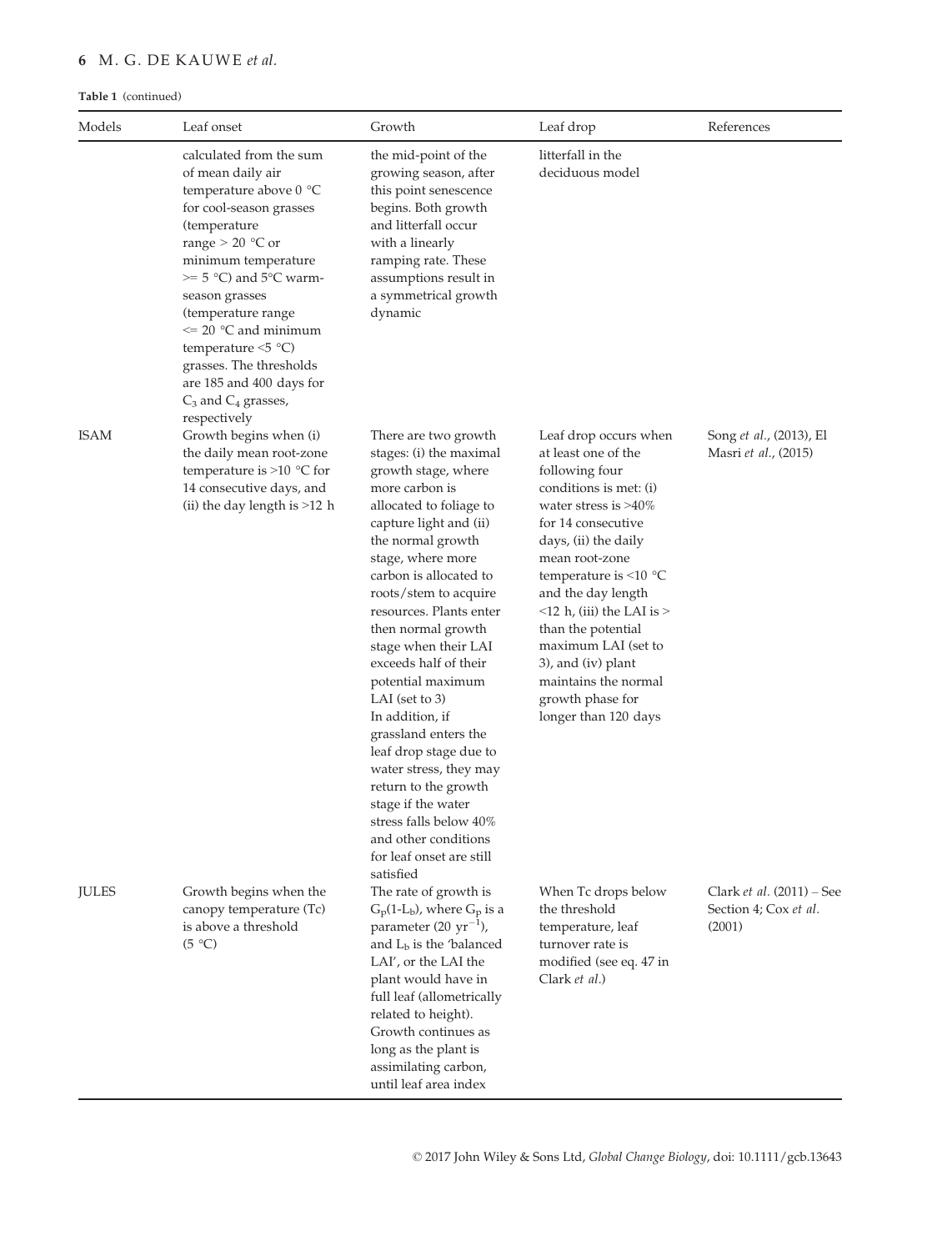**Table 1** (continued)

| Models | Leaf onset | Growth | Leaf drop | References |
|---|---|---|---|---|
| | calculated from the sum of mean daily air temperature above 0 °C for cool-season grasses (temperature range > 20 °C or minimum temperature >= 5 °C) and 5°C warm-season grasses (temperature range <= 20 °C and minimum temperature <5 °C) grasses. The thresholds are 185 and 400 days for $C_3$ and $C_4$ grasses, respectively | the mid-point of the growing season, after this point senescence begins. Both growth and litterfall occur with a linearly ramping rate. These assumptions result in a symmetrical growth dynamic | litterfall in the deciduous model | |
| ISAM | Growth begins when (i) the daily mean root-zone temperature is >10 °C for 14 consecutive days, and (ii) the day length is >12 h | There are two growth stages: (i) the maximal growth stage, where more carbon is allocated to foliage to capture light and (ii) the normal growth stage, where more carbon is allocated to roots/stem to acquire resources. Plants enter then normal growth stage when their LAI exceeds half of their potential maximum LAI (set to 3) In addition, if grassland enters the leaf drop stage due to water stress, they may return to the growth stage if the water stress falls below 40% and other conditions for leaf onset are still satisfied | Leaf drop occurs when at least one of the following four conditions is met: (i) water stress is >40% for 14 consecutive days, (ii) the daily mean root-zone temperature is <10 °C and the day length <12 h, (iii) the LAI is > than the potential maximum LAI (set to 3), and (iv) plant maintains the normal growth phase for longer than 120 days | Song *et al*., (2013), El Masri *et al*., (2015) |
| JULES | Growth begins when the canopy temperature (Tc) is above a threshold (5 °C) | The rate of growth is $G_p(1\text{-}L_b)$, where $G_p$ is a parameter (20 $yr^{-1}$), and $L_b$ is the 'balanced LAI', or the LAI the plant would have in full leaf (allometrically related to height). Growth continues as long as the plant is assimilating carbon, until leaf area index | When Tc drops below the threshold temperature, leaf turnover rate is modified (see eq. 47 in Clark *et al*.) | Clark *et al*. (2011) – See Section 4; Cox *et al*. (2001) |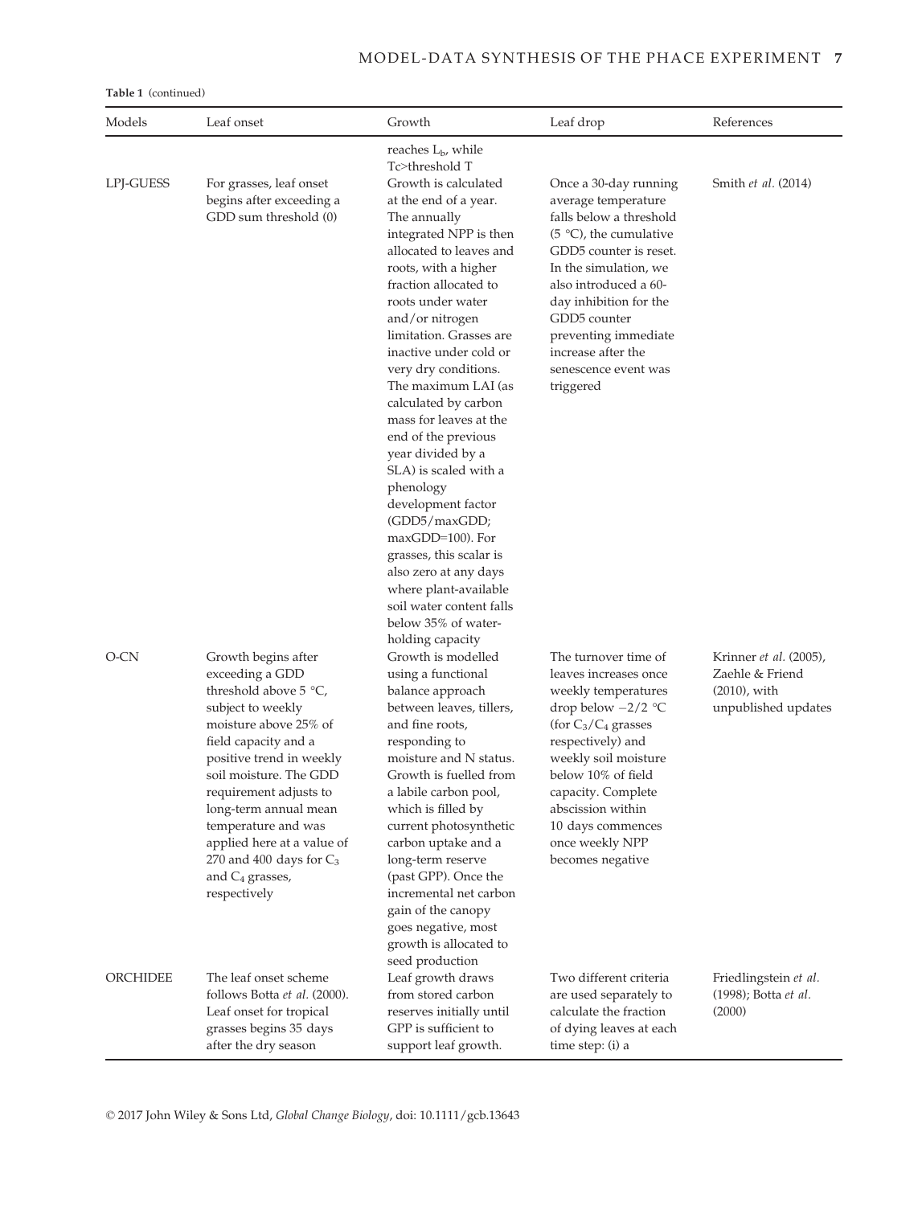**Table 1** (continued)

| Models | Leaf onset | Growth | Leaf drop | References |
|---|---|---|---|---|
| | | reaches $L_b$, while Tc>threshold T | | |
| LPJ-GUESS | For grasses, leaf onset begins after exceeding a GDD sum threshold (0) | Growth is calculated at the end of a year. The annually integrated NPP is then allocated to leaves and roots, with a higher fraction allocated to roots under water and/or nitrogen limitation. Grasses are inactive under cold or very dry conditions. The maximum LAI (as calculated by carbon mass for leaves at the end of the previous year divided by a SLA) is scaled with a phenology development factor (GDD5/maxGDD; maxGDD=100). For grasses, this scalar is also zero at any days where plant-available soil water content falls below 35% of water-holding capacity | Once a 30-day running average temperature falls below a threshold (5 °C), the cumulative GDD5 counter is reset. In the simulation, we also introduced a 60-day inhibition for the GDD5 counter preventing immediate increase after the senescence event was triggered | Smith *et al.* (2014) |
| O-CN | Growth begins after exceeding a GDD threshold above 5 °C, subject to weekly moisture above 25% of field capacity and a positive trend in weekly soil moisture. The GDD requirement adjusts to long-term annual mean temperature and was applied here at a value of 270 and 400 days for $C_3$ and $C_4$ grasses, respectively | Growth is modelled using a functional balance approach between leaves, tillers, and fine roots, responding to moisture and N status. Growth is fuelled from a labile carbon pool, which is filled by current photosynthetic carbon uptake and a long-term reserve (past GPP). Once the incremental net carbon gain of the canopy goes negative, most growth is allocated to seed production | The turnover time of leaves increases once weekly temperatures drop below −2/2 °C (for $C_3$/$C_4$ grasses respectively) and weekly soil moisture below 10% of field capacity. Complete abscission within 10 days commences once weekly NPP becomes negative | Krinner *et al.* (2005), Zaehle & Friend (2010), with unpublished updates |
| ORCHIDEE | The leaf onset scheme follows Botta *et al.* (2000). Leaf onset for tropical grasses begins 35 days after the dry season | Leaf growth draws from stored carbon reserves initially until GPP is sufficient to support leaf growth. | Two different criteria are used separately to calculate the fraction of dying leaves at each time step: (i) a | Friedlingstein *et al.* (1998); Botta *et al.* (2000) |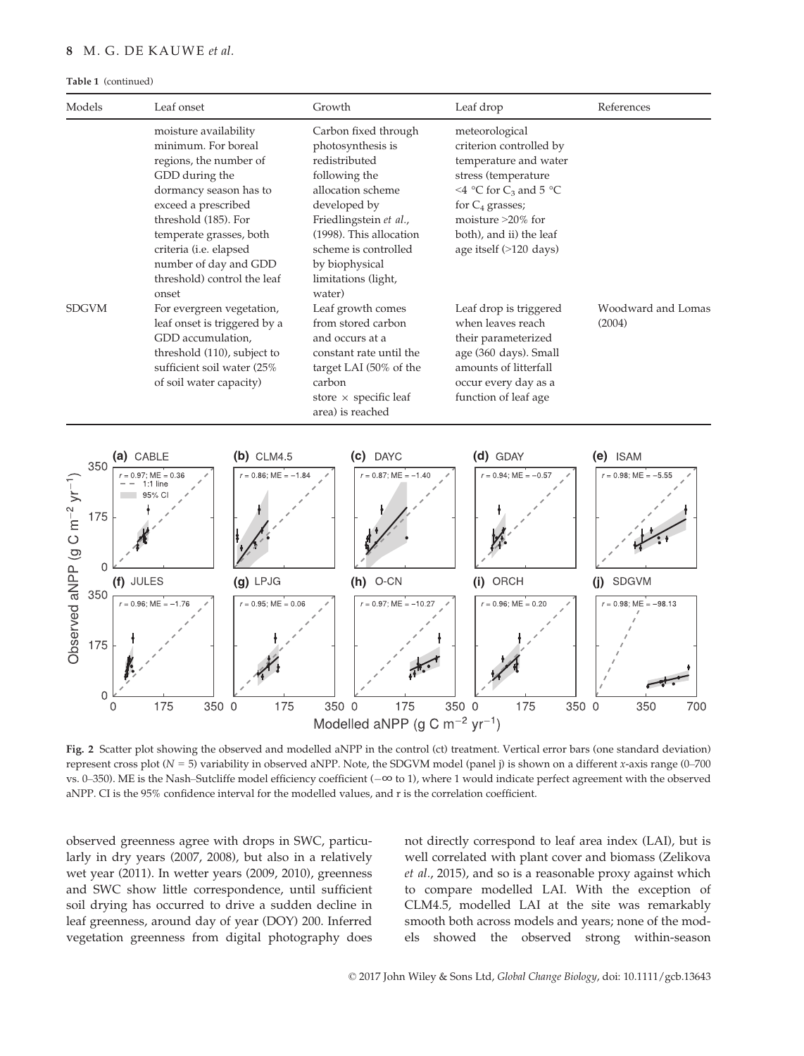**Table 1** (continued)

| Models | Leaf onset | Growth | Leaf drop | References |
|---|---|---|---|---|
| | moisture availability minimum. For boreal regions, the number of GDD during the dormancy season has to exceed a prescribed threshold (185). For temperate grasses, both criteria (i.e. elapsed number of day and GDD threshold) control the leaf onset | Carbon fixed through photosynthesis is redistributed following the allocation scheme developed by Friedlingstein *et al.*, (1998). This allocation scheme is controlled by biophysical limitations (light, water) | meteorological criterion controlled by temperature and water stress (temperature <4 °C for $C_3$ and 5 °C for $C_4$ grasses; moisture >20% for both), and ii) the leaf age itself (>120 days) | |
| SDGVM | For evergreen vegetation, leaf onset is triggered by a GDD accumulation, threshold (110), subject to sufficient soil water (25% of soil water capacity) | Leaf growth comes from stored carbon and occurs at a constant rate until the target LAI (50% of the carbon store × specific leaf area) is reached | Leaf drop is triggered when leaves reach their parameterized age (360 days). Small amounts of litterfall occur every day as a function of leaf age | Woodward and Lomas (2004) |

**Fig. 2** Scatter plot showing the observed and modelled aNPP in the control (ct) treatment. Vertical error bars (one standard deviation) represent cross plot ($N = 5$) variability in observed aNPP. Note, the SDGVM model (panel j) is shown on a different *x*-axis range (0–700 vs. 0–350). ME is the Nash–Sutcliffe model efficiency coefficient ($-\infty$ to 1), where 1 would indicate perfect agreement with the observed aNPP. CI is the 95% confidence interval for the modelled values, and r is the correlation coefficient.

observed greenness agree with drops in SWC, particularly in dry years (2007, 2008), but also in a relatively wet year (2011). In wetter years (2009, 2010), greenness and SWC show little correspondence, until sufficient soil drying has occurred to drive a sudden decline in leaf greenness, around day of year (DOY) 200. Inferred vegetation greenness from digital photography does not directly correspond to leaf area index (LAI), but is well correlated with plant cover and biomass (Zelikova *et al.*, 2015), and so is a reasonable proxy against which to compare modelled LAI. With the exception of CLM4.5, modelled LAI at the site was remarkably smooth both across models and years; none of the models showed the observed strong within-season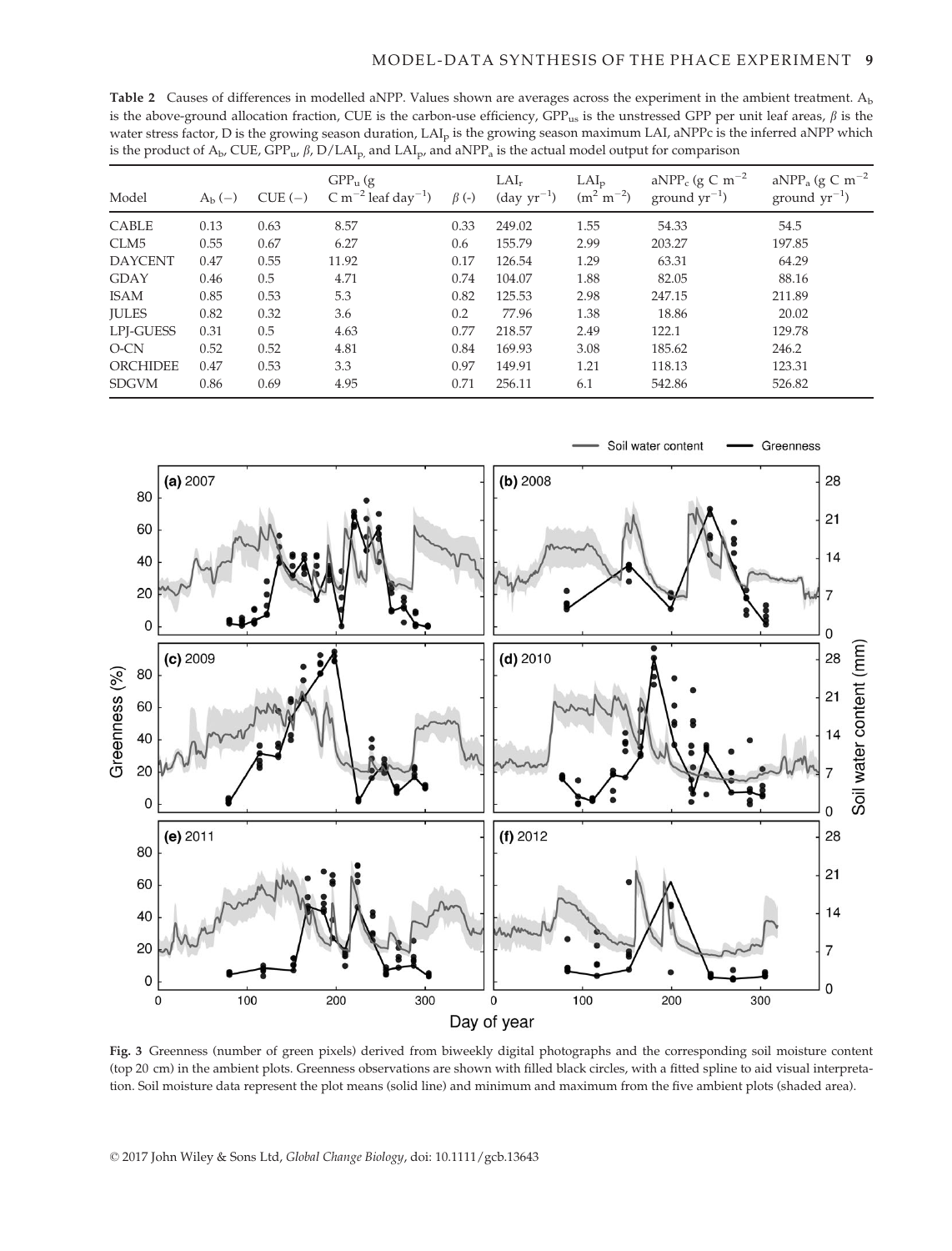**Table 2** Causes of differences in modelled aNPP. Values shown are averages across the experiment in the ambient treatment. $A_b$ is the above-ground allocation fraction, CUE is the carbon-use efficiency, $GPP_{us}$ is the unstressed GPP per unit leaf areas, $\beta$ is the water stress factor, D is the growing season duration, $LAI_p$ is the growing season maximum LAI, aNPPc is the inferred aNPP which is the product of $A_b$, CUE, $GPP_u$, $\beta$, $D/LAI_p$, and $LAI_p$, and $aNPP_a$ is the actual model output for comparison

| Model | $A_b$ (−) | CUE (−) | $GPP_u$ (g C $m^{-2}$ leaf $day^{-1}$) | $\beta$ (-) | $LAI_r$ (day $yr^{-1}$) | $LAI_p$ ($m^2$ $m^{-2}$) | $aNPP_c$ (g C $m^{-2}$ ground $yr^{-1}$) | $aNPP_a$ (g C $m^{-2}$ ground $yr^{-1}$) |
|---|---|---|---|---|---|---|---|---|
| CABLE | 0.13 | 0.63 | 8.57 | 0.33 | 249.02 | 1.55 | 54.33 | 54.5 |
| CLM5 | 0.55 | 0.67 | 6.27 | 0.6 | 155.79 | 2.99 | 203.27 | 197.85 |
| DAYCENT | 0.47 | 0.55 | 11.92 | 0.17 | 126.54 | 1.29 | 63.31 | 64.29 |
| GDAY | 0.46 | 0.5 | 4.71 | 0.74 | 104.07 | 1.88 | 82.05 | 88.16 |
| ISAM | 0.85 | 0.53 | 5.3 | 0.82 | 125.53 | 2.98 | 247.15 | 211.89 |
| JULES | 0.82 | 0.32 | 3.6 | 0.2 | 77.96 | 1.38 | 18.86 | 20.02 |
| LPJ-GUESS | 0.31 | 0.5 | 4.63 | 0.77 | 218.57 | 2.49 | 122.1 | 129.78 |
| O-CN | 0.52 | 0.52 | 4.81 | 0.84 | 169.93 | 3.08 | 185.62 | 246.2 |
| ORCHIDEE | 0.47 | 0.53 | 3.3 | 0.97 | 149.91 | 1.21 | 118.13 | 123.31 |
| SDGVM | 0.86 | 0.69 | 4.95 | 0.71 | 256.11 | 6.1 | 542.86 | 526.82 |

**Fig. 3** Greenness (number of green pixels) derived from biweekly digital photographs and the corresponding soil moisture content (top 20 cm) in the ambient plots. Greenness observations are shown with filled black circles, with a fitted spline to aid visual interpretation. Soil moisture data represent the plot means (solid line) and minimum and maximum from the five ambient plots (shaded area).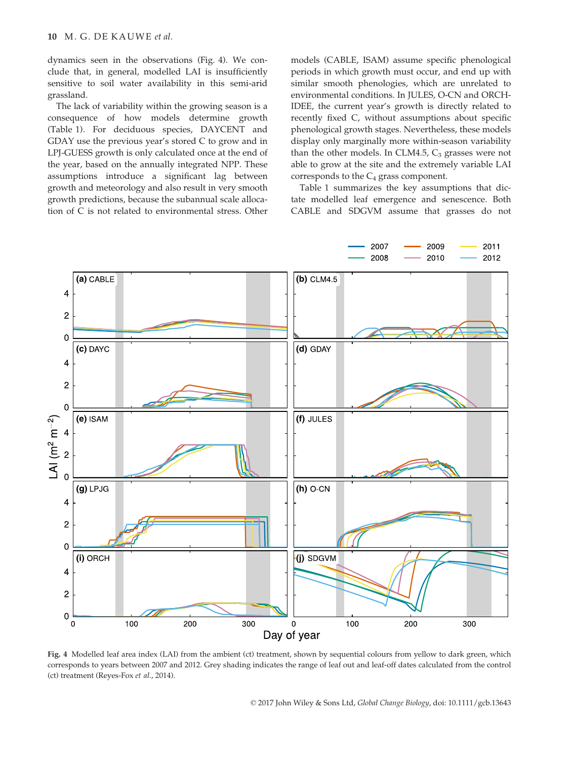dynamics seen in the observations (Fig. 4). We conclude that, in general, modelled LAI is insufficiently sensitive to soil water availability in this semi-arid grassland.

The lack of variability within the growing season is a consequence of how models determine growth (Table 1). For deciduous species, DAYCENT and GDAY use the previous year's stored C to grow and in LPJ-GUESS growth is only calculated once at the end of the year, based on the annually integrated NPP. These assumptions introduce a significant lag between growth and meteorology and also result in very smooth growth predictions, because the subannual scale allocation of C is not related to environmental stress. Other models (CABLE, ISAM) assume specific phenological periods in which growth must occur, and end up with similar smooth phenologies, which are unrelated to environmental conditions. In JULES, O-CN and ORCHIDEE, the current year's growth is directly related to recently fixed C, without assumptions about specific phenological growth stages. Nevertheless, these models display only marginally more within-season variability than the other models. In CLM4.5, $C_3$ grasses were not able to grow at the site and the extremely variable LAI corresponds to the $C_4$ grass component.

Table 1 summarizes the key assumptions that dictate modelled leaf emergence and senescence. Both CABLE and SDGVM assume that grasses do not

**Fig. 4** Modelled leaf area index (LAI) from the ambient (ct) treatment, shown by sequential colours from yellow to dark green, which corresponds to years between 2007 and 2012. Grey shading indicates the range of leaf out and leaf-off dates calculated from the control (ct) treatment (Reyes-Fox *et al.*, 2014).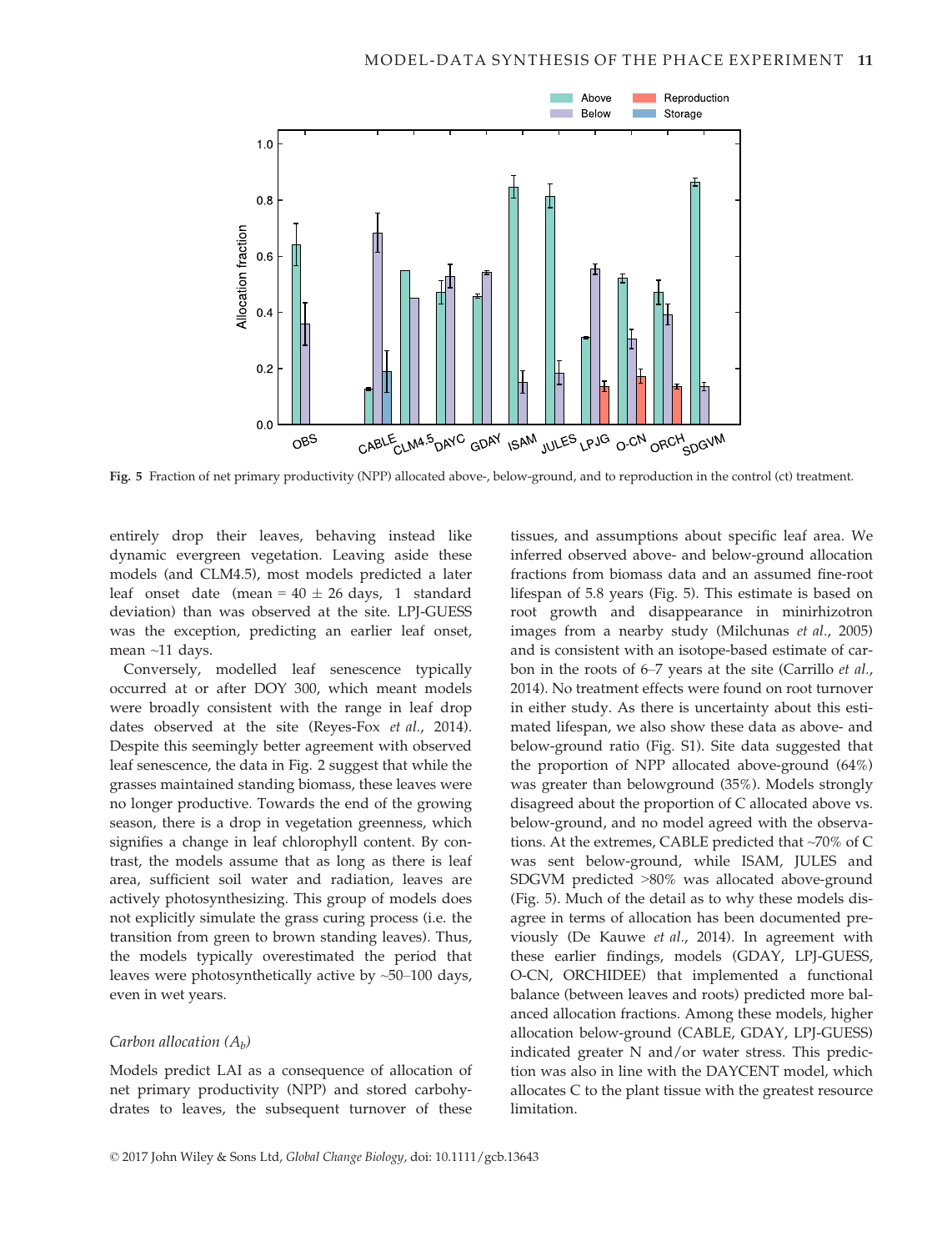Fig. 5 Fraction of net primary productivity (NPP) allocated above-, below-ground, and to reproduction in the control (ct) treatment.

entirely drop their leaves, behaving instead like dynamic evergreen vegetation. Leaving aside these models (and CLM4.5), most models predicted a later leaf onset date (mean = 40 ± 26 days, 1 standard deviation) than was observed at the site. LPJ-GUESS was the exception, predicting an earlier leaf onset, mean ~11 days.

Conversely, modelled leaf senescence typically occurred at or after DOY 300, which meant models were broadly consistent with the range in leaf drop dates observed at the site (Reyes-Fox *et al.*, 2014). Despite this seemingly better agreement with observed leaf senescence, the data in Fig. 2 suggest that while the grasses maintained standing biomass, these leaves were no longer productive. Towards the end of the growing season, there is a drop in vegetation greenness, which signifies a change in leaf chlorophyll content. By contrast, the models assume that as long as there is leaf area, sufficient soil water and radiation, leaves are actively photosynthesizing. This group of models does not explicitly simulate the grass curing process (i.e. the transition from green to brown standing leaves). Thus, the models typically overestimated the period that leaves were photosynthetically active by ~50–100 days, even in wet years.

### Carbon allocation ($A_b$)

Models predict LAI as a consequence of allocation of net primary productivity (NPP) and stored carbohydrates to leaves, the subsequent turnover of these tissues, and assumptions about specific leaf area. We inferred observed above- and below-ground allocation fractions from biomass data and an assumed fine-root lifespan of 5.8 years (Fig. 5). This estimate is based on root growth and disappearance in minirhizotron images from a nearby study (Milchunas *et al.*, 2005) and is consistent with an isotope-based estimate of carbon in the roots of 6–7 years at the site (Carrillo *et al.*, 2014). No treatment effects were found on root turnover in either study. As there is uncertainty about this estimated lifespan, we also show these data as above- and below-ground ratio (Fig. S1). Site data suggested that the proportion of NPP allocated above-ground (64%) was greater than belowground (35%). Models strongly disagreed about the proportion of C allocated above vs. below-ground, and no model agreed with the observations. At the extremes, CABLE predicted that ~70% of C was sent below-ground, while ISAM, JULES and SDGVM predicted >80% was allocated above-ground (Fig. 5). Much of the detail as to why these models disagree in terms of allocation has been documented previously (De Kauwe *et al.*, 2014). In agreement with these earlier findings, models (GDAY, LPJ-GUESS, O-CN, ORCHIDEE) that implemented a functional balance (between leaves and roots) predicted more balanced allocation fractions. Among these models, higher allocation below-ground (CABLE, GDAY, LPJ-GUESS) indicated greater N and/or water stress. This prediction was also in line with the DAYCENT model, which allocates C to the plant tissue with the greatest resource limitation.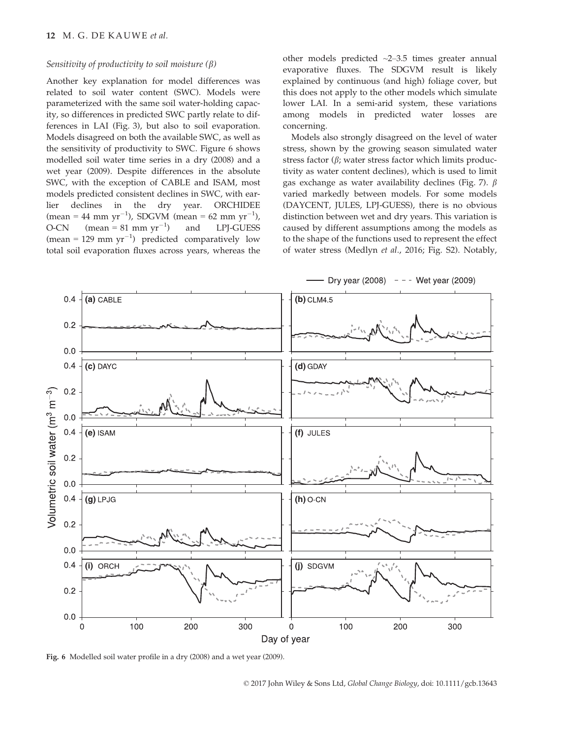*Sensitivity of productivity to soil moisture (β)*

Another key explanation for model differences was related to soil water content (SWC). Models were parameterized with the same soil water-holding capacity, so differences in predicted SWC partly relate to differences in LAI (Fig. 3), but also to soil evaporation. Models disagreed on both the available SWC, as well as the sensitivity of productivity to SWC. Figure 6 shows modelled soil water time series in a dry (2008) and a wet year (2009). Despite differences in the absolute SWC, with the exception of CABLE and ISAM, most models predicted consistent declines in SWC, with earlier declines in the dry year. ORCHIDEE (mean = 44 mm yr$^{-1}$), SDGVM (mean = 62 mm yr$^{-1}$), O-CN (mean = 81 mm yr$^{-1}$) and LPJ-GUESS (mean = 129 mm yr$^{-1}$) predicted comparatively low total soil evaporation fluxes across years, whereas the other models predicted ~2–3.5 times greater annual evaporative fluxes. The SDGVM result is likely explained by continuous (and high) foliage cover, but this does not apply to the other models which simulate lower LAI. In a semi-arid system, these variations among models in predicted water losses are concerning.

Models also strongly disagreed on the level of water stress, shown by the growing season simulated water stress factor (β; water stress factor which limits productivity as water content declines), which is used to limit gas exchange as water availability declines (Fig. 7). β varied markedly between models. For some models (DAYCENT, JULES, LPJ-GUESS), there is no obvious distinction between wet and dry years. This variation is caused by different assumptions among the models as to the shape of the functions used to represent the effect of water stress (Medlyn *et al*., 2016; Fig. S2). Notably,

**Fig. 6** Modelled soil water profile in a dry (2008) and a wet year (2009).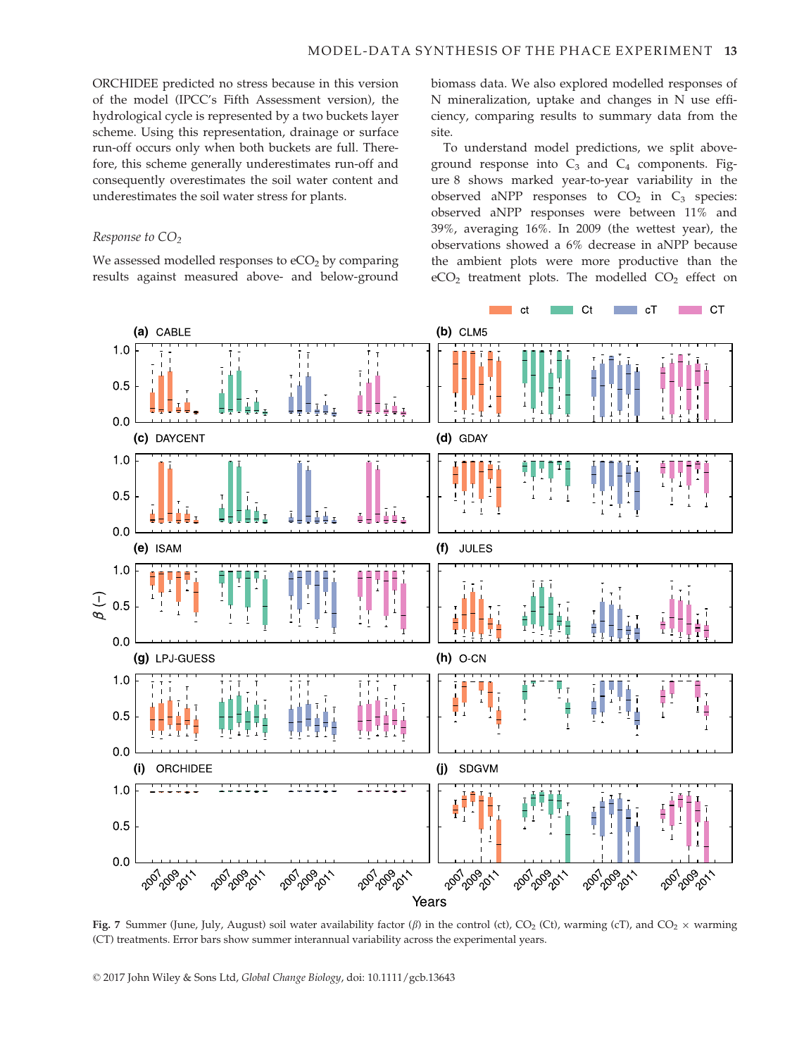ORCHIDEE predicted no stress because in this version of the model (IPCC's Fifth Assessment version), the hydrological cycle is represented by a two buckets layer scheme. Using this representation, drainage or surface run-off occurs only when both buckets are full. Therefore, this scheme generally underestimates run-off and consequently overestimates the soil water content and underestimates the soil water stress for plants.

### *Response to $CO_2$*

We assessed modelled responses to $eCO_2$ by comparing results against measured above- and below-ground biomass data. We also explored modelled responses of N mineralization, uptake and changes in N use efficiency, comparing results to summary data from the site.

To understand model predictions, we split above-ground response into $C_3$ and $C_4$ components. Figure 8 shows marked year-to-year variability in the observed aNPP responses to $CO_2$ in $C_3$ species: observed aNPP responses were between 11% and 39%, averaging 16%. In 2009 (the wettest year), the observations showed a 6% decrease in aNPP because the ambient plots were more productive than the $eCO_2$ treatment plots. The modelled $CO_2$ effect on

**Fig. 7** Summer (June, July, August) soil water availability factor ($\beta$) in the control (ct), $CO_2$ (Ct), warming (cT), and $CO_2$ × warming (CT) treatments. Error bars show summer interannual variability across the experimental years.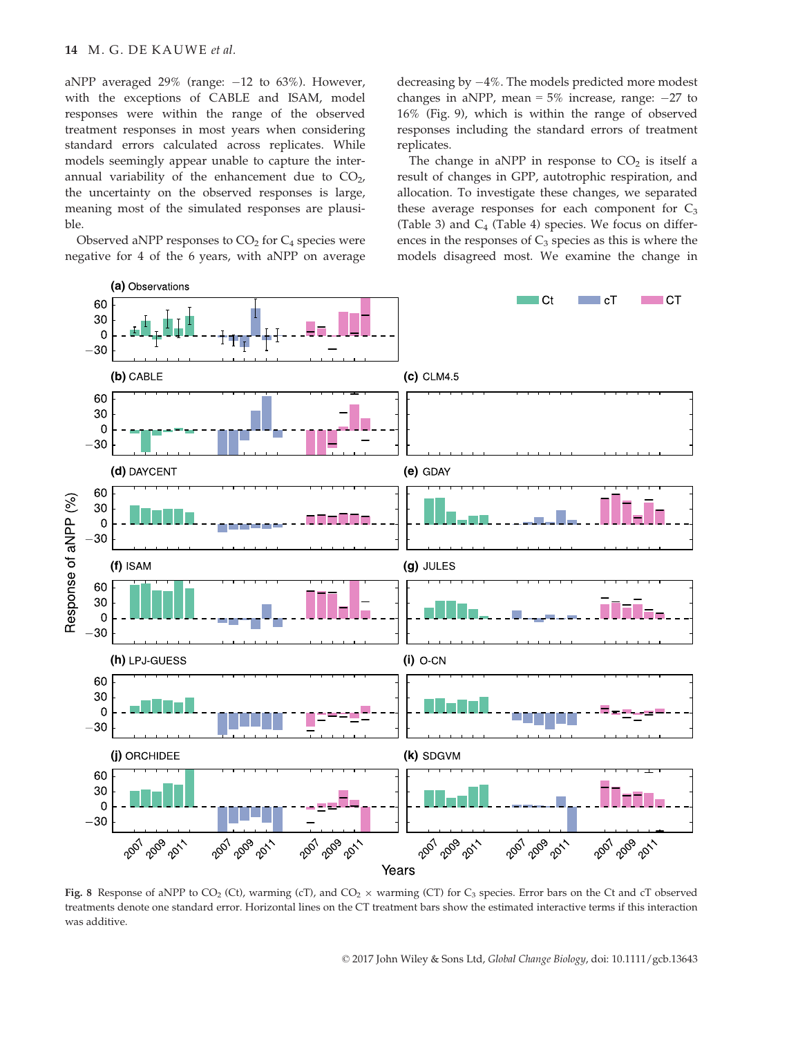aNPP averaged 29% (range: −12 to 63%). However, with the exceptions of CABLE and ISAM, model responses were within the range of the observed treatment responses in most years when considering standard errors calculated across replicates. While models seemingly appear unable to capture the inter-annual variability of the enhancement due to $CO_2$, the uncertainty on the observed responses is large, meaning most of the simulated responses are plausible.

Observed aNPP responses to $CO_2$ for $C_4$ species were negative for 4 of the 6 years, with aNPP on average decreasing by −4%. The models predicted more modest changes in aNPP, mean = 5% increase, range: −27 to 16% (Fig. 9), which is within the range of observed responses including the standard errors of treatment replicates.

The change in aNPP in response to $CO_2$ is itself a result of changes in GPP, autotrophic respiration, and allocation. To investigate these changes, we separated these average responses for each component for $C_3$ (Table 3) and $C_4$ (Table 4) species. We focus on differences in the responses of $C_3$ species as this is where the models disagreed most. We examine the change in

**Fig. 8** Response of aNPP to $CO_2$ (Ct), warming (cT), and $CO_2$ × warming (CT) for $C_3$ species. Error bars on the Ct and cT observed treatments denote one standard error. Horizontal lines on the CT treatment bars show the estimated interactive terms if this interaction was additive.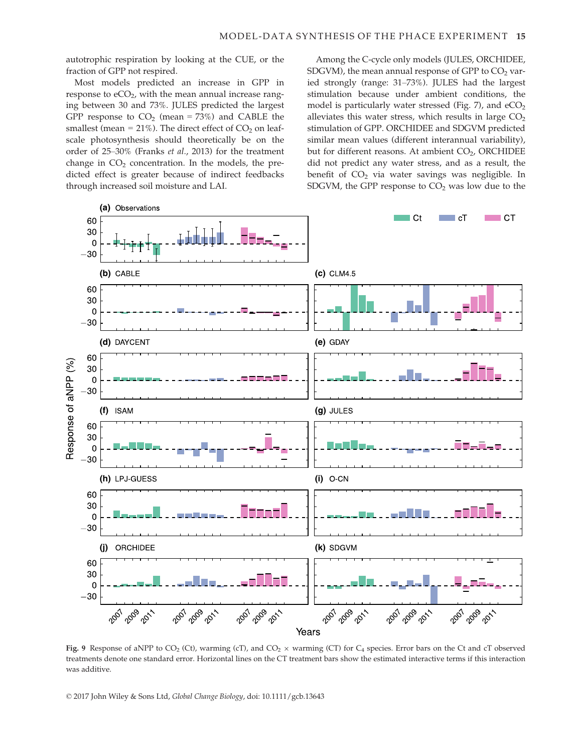autotrophic respiration by looking at the CUE, or the fraction of GPP not respired.

Most models predicted an increase in GPP in response to $eCO_2$, with the mean annual increase ranging between 30 and 73%. JULES predicted the largest GPP response to $CO_2$ (mean = 73%) and CABLE the smallest (mean = 21%). The direct effect of $CO_2$ on leaf-scale photosynthesis should theoretically be on the order of 25–30% (Franks *et al*., 2013) for the treatment change in $CO_2$ concentration. In the models, the predicted effect is greater because of indirect feedbacks through increased soil moisture and LAI.

Among the C-cycle only models (JULES, ORCHIDEE, SDGVM), the mean annual response of GPP to $CO_2$ varied strongly (range: 31–73%). JULES had the largest stimulation because under ambient conditions, the model is particularly water stressed (Fig. 7), and $eCO_2$ alleviates this water stress, which results in large $CO_2$ stimulation of GPP. ORCHIDEE and SDGVM predicted similar mean values (different interannual variability), but for different reasons. At ambient $CO_2$, ORCHIDEE did not predict any water stress, and as a result, the benefit of $CO_2$ via water savings was negligible. In SDGVM, the GPP response to $CO_2$ was low due to the

**Fig. 9** Response of aNPP to $CO_2$ (Ct), warming (cT), and $CO_2$ × warming (CT) for $C_4$ species. Error bars on the Ct and cT observed treatments denote one standard error. Horizontal lines on the CT treatment bars show the estimated interactive terms if this interaction was additive.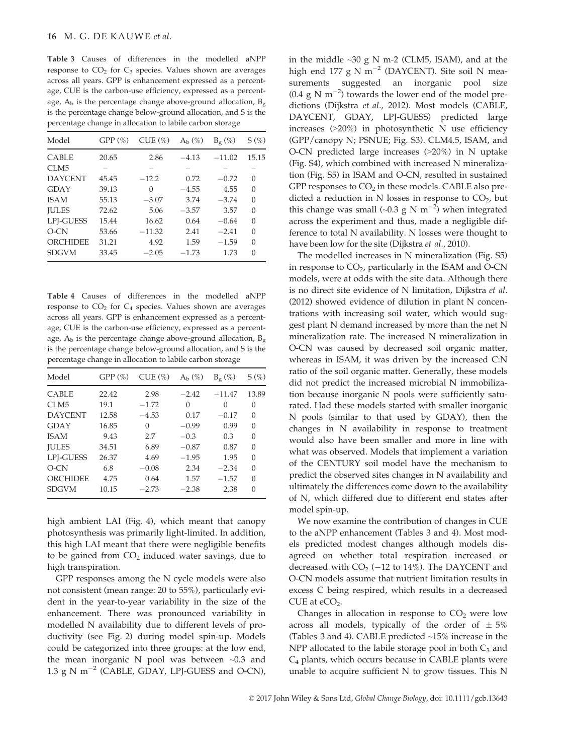**Table 3** Causes of differences in the modelled aNPP response to $CO_2$ for $C_3$ species. Values shown are averages across all years. GPP is enhancement expressed as a percentage, CUE is the carbon-use efficiency, expressed as a percentage, $A_b$ is the percentage change above-ground allocation, $B_g$ is the percentage change below-ground allocation, and S is the percentage change in allocation to labile carbon storage

| Model | GPP (%) | CUE (%) | $A_b$ (%) | $B_g$ (%) | S (%) |
|---|---|---|---|---|---|
| CABLE | 20.65 | 2.86 | −4.13 | −11.02 | 15.15 |
| CLM5 | – | – | – | – | – |
| DAYCENT | 45.45 | −12.2 | 0.72 | −0.72 | 0 |
| GDAY | 39.13 | 0 | −4.55 | 4.55 | 0 |
| ISAM | 55.13 | −3.07 | 3.74 | −3.74 | 0 |
| JULES | 72.62 | 5.06 | −3.57 | 3.57 | 0 |
| LPJ-GUESS | 15.44 | 16.62 | 0.64 | −0.64 | 0 |
| O-CN | 53.66 | −11.32 | 2.41 | −2.41 | 0 |
| ORCHIDEE | 31.21 | 4.92 | 1.59 | −1.59 | 0 |
| SDGVM | 33.45 | −2.05 | −1.73 | 1.73 | 0 |

**Table 4** Causes of differences in the modelled aNPP response to $CO_2$ for $C_4$ species. Values shown are averages across all years. GPP is enhancement expressed as a percentage, CUE is the carbon-use efficiency, expressed as a percentage, $A_b$ is the percentage change above-ground allocation, $B_g$ is the percentage change below-ground allocation, and S is the percentage change in allocation to labile carbon storage

| Model | GPP (%) | CUE (%) | $A_b$ (%) | $B_g$ (%) | S (%) |
|---|---|---|---|---|---|
| CABLE | 22.42 | 2.98 | −2.42 | −11.47 | 13.89 |
| CLM5 | 19.1 | −1.72 | 0 | 0 | 0 |
| DAYCENT | 12.58 | −4.53 | 0.17 | −0.17 | 0 |
| GDAY | 16.85 | 0 | −0.99 | 0.99 | 0 |
| ISAM | 9.43 | 2.7 | −0.3 | 0.3 | 0 |
| JULES | 34.51 | 6.89 | −0.87 | 0.87 | 0 |
| LPJ-GUESS | 26.37 | 4.69 | −1.95 | 1.95 | 0 |
| O-CN | 6.8 | −0.08 | 2.34 | −2.34 | 0 |
| ORCHIDEE | 4.75 | 0.64 | 1.57 | −1.57 | 0 |
| SDGVM | 10.15 | −2.73 | −2.38 | 2.38 | 0 |

high ambient LAI (Fig. 4), which meant that canopy photosynthesis was primarily light-limited. In addition, this high LAI meant that there were negligible benefits to be gained from $CO_2$ induced water savings, due to high transpiration.

GPP responses among the N cycle models were also not consistent (mean range: 20 to 55%), particularly evident in the year-to-year variability in the size of the enhancement. There was pronounced variability in modelled N availability due to different levels of productivity (see Fig. 2) during model spin-up. Models could be categorized into three groups: at the low end, the mean inorganic N pool was between ~0.3 and 1.3 g N $m^{-2}$ (CABLE, GDAY, LPJ-GUESS and O-CN), in the middle ~30 g N m-2 (CLM5, ISAM), and at the high end 177 g N $m^{-2}$ (DAYCENT). Site soil N measurements suggested an inorganic pool size (0.4 g N $m^{-2}$) towards the lower end of the model predictions (Dijkstra *et al.*, 2012). Most models (CABLE, DAYCENT, GDAY, LPJ-GUESS) predicted large increases (>20%) in photosynthetic N use efficiency (GPP/canopy N; PSNUE; Fig. S3). CLM4.5, ISAM, and O-CN predicted large increases (>20%) in N uptake (Fig. S4), which combined with increased N mineralization (Fig. S5) in ISAM and O-CN, resulted in sustained GPP responses to $CO_2$ in these models. CABLE also predicted a reduction in N losses in response to $CO_2$, but this change was small (~0.3 g N $m^{-2}$) when integrated across the experiment and thus, made a negligible difference to total N availability. N losses were thought to have been low for the site (Dijkstra *et al.*, 2010).

The modelled increases in N mineralization (Fig. S5) in response to $CO_2$, particularly in the ISAM and O-CN models, were at odds with the site data. Although there is no direct site evidence of N limitation, Dijkstra *et al.* (2012) showed evidence of dilution in plant N concentrations with increasing soil water, which would suggest plant N demand increased by more than the net N mineralization rate. The increased N mineralization in O-CN was caused by decreased soil organic matter, whereas in ISAM, it was driven by the increased C:N ratio of the soil organic matter. Generally, these models did not predict the increased microbial N immobilization because inorganic N pools were sufficiently saturated. Had these models started with smaller inorganic N pools (similar to that used by GDAY), then the changes in N availability in response to treatment would also have been smaller and more in line with what was observed. Models that implement a variation of the CENTURY soil model have the mechanism to predict the observed sites changes in N availability and ultimately the differences come down to the availability of N, which differed due to different end states after model spin-up.

We now examine the contribution of changes in CUE to the aNPP enhancement (Tables 3 and 4). Most models predicted modest changes although models disagreed on whether total respiration increased or decreased with $CO_2$ (−12 to 14%). The DAYCENT and O-CN models assume that nutrient limitation results in excess C being respired, which results in a decreased CUE at $eCO_2$.

Changes in allocation in response to $CO_2$ were low across all models, typically of the order of ± 5% (Tables 3 and 4). CABLE predicted ~15% increase in the NPP allocated to the labile storage pool in both $C_3$ and $C_4$ plants, which occurs because in CABLE plants were unable to acquire sufficient N to grow tissues. This N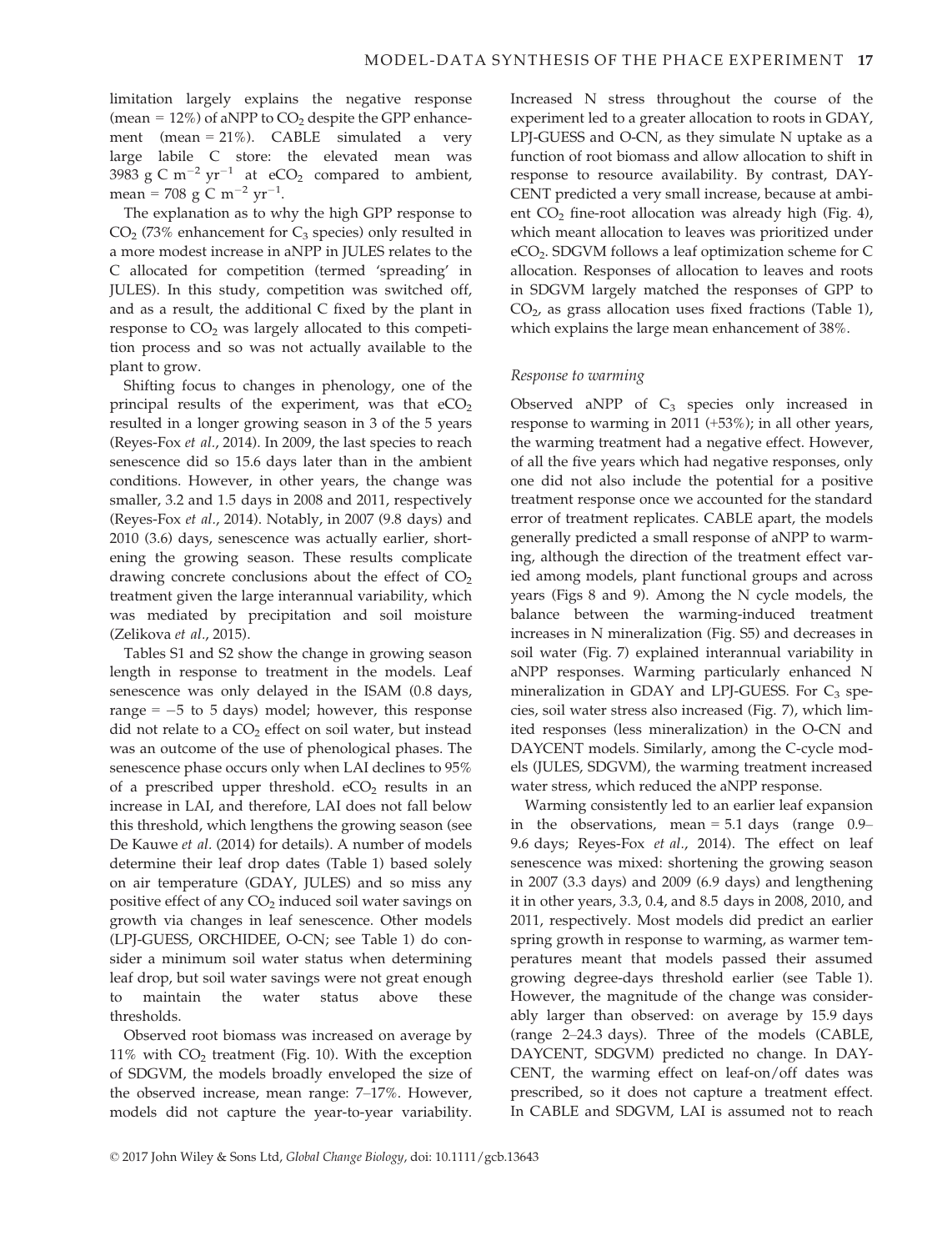limitation largely explains the negative response (mean = 12%) of aNPP to $CO_2$ despite the GPP enhancement (mean = 21%). CABLE simulated a very large labile C store: the elevated mean was 3983 g C $m^{-2}$ $yr^{-1}$ at $eCO_2$ compared to ambient, mean = 708 g C $m^{-2}$ $yr^{-1}$.

The explanation as to why the high GPP response to $CO_2$ (73% enhancement for $C_3$ species) only resulted in a more modest increase in aNPP in JULES relates to the C allocated for competition (termed 'spreading' in JULES). In this study, competition was switched off, and as a result, the additional C fixed by the plant in response to $CO_2$ was largely allocated to this competition process and so was not actually available to the plant to grow.

Shifting focus to changes in phenology, one of the principal results of the experiment, was that $eCO_2$ resulted in a longer growing season in 3 of the 5 years (Reyes-Fox *et al.*, 2014). In 2009, the last species to reach senescence did so 15.6 days later than in the ambient conditions. However, in other years, the change was smaller, 3.2 and 1.5 days in 2008 and 2011, respectively (Reyes-Fox *et al.*, 2014). Notably, in 2007 (9.8 days) and 2010 (3.6) days, senescence was actually earlier, shortening the growing season. These results complicate drawing concrete conclusions about the effect of $CO_2$ treatment given the large interannual variability, which was mediated by precipitation and soil moisture (Zelikova *et al.*, 2015).

Tables S1 and S2 show the change in growing season length in response to treatment in the models. Leaf senescence was only delayed in the ISAM (0.8 days, range = −5 to 5 days) model; however, this response did not relate to a $CO_2$ effect on soil water, but instead was an outcome of the use of phenological phases. The senescence phase occurs only when LAI declines to 95% of a prescribed upper threshold. $eCO_2$ results in an increase in LAI, and therefore, LAI does not fall below this threshold, which lengthens the growing season (see De Kauwe *et al.* (2014) for details). A number of models determine their leaf drop dates (Table 1) based solely on air temperature (GDAY, JULES) and so miss any positive effect of any $CO_2$ induced soil water savings on growth via changes in leaf senescence. Other models (LPJ-GUESS, ORCHIDEE, O-CN; see Table 1) do consider a minimum soil water status when determining leaf drop, but soil water savings were not great enough to maintain the water status above these thresholds.

Observed root biomass was increased on average by 11% with $CO_2$ treatment (Fig. 10). With the exception of SDGVM, the models broadly enveloped the size of the observed increase, mean range: 7–17%. However, models did not capture the year-to-year variability. Increased N stress throughout the course of the experiment led to a greater allocation to roots in GDAY, LPJ-GUESS and O-CN, as they simulate N uptake as a function of root biomass and allow allocation to shift in response to resource availability. By contrast, DAYCENT predicted a very small increase, because at ambient $CO_2$ fine-root allocation was already high (Fig. 4), which meant allocation to leaves was prioritized under $eCO_2$. SDGVM follows a leaf optimization scheme for C allocation. Responses of allocation to leaves and roots in SDGVM largely matched the responses of GPP to $CO_2$, as grass allocation uses fixed fractions (Table 1), which explains the large mean enhancement of 38%.

### *Response to warming*

Observed aNPP of $C_3$ species only increased in response to warming in 2011 (+53%); in all other years, the warming treatment had a negative effect. However, of all the five years which had negative responses, only one did not also include the potential for a positive treatment response once we accounted for the standard error of treatment replicates. CABLE apart, the models generally predicted a small response of aNPP to warming, although the direction of the treatment effect varied among models, plant functional groups and across years (Figs 8 and 9). Among the N cycle models, the balance between the warming-induced treatment increases in N mineralization (Fig. S5) and decreases in soil water (Fig. 7) explained interannual variability in aNPP responses. Warming particularly enhanced N mineralization in GDAY and LPJ-GUESS. For $C_3$ species, soil water stress also increased (Fig. 7), which limited responses (less mineralization) in the O-CN and DAYCENT models. Similarly, among the C-cycle models (JULES, SDGVM), the warming treatment increased water stress, which reduced the aNPP response.

Warming consistently led to an earlier leaf expansion in the observations, mean = 5.1 days (range 0.9–9.6 days; Reyes-Fox *et al.*, 2014). The effect on leaf senescence was mixed: shortening the growing season in 2007 (3.3 days) and 2009 (6.9 days) and lengthening it in other years, 3.3, 0.4, and 8.5 days in 2008, 2010, and 2011, respectively. Most models did predict an earlier spring growth in response to warming, as warmer temperatures meant that models passed their assumed growing degree-days threshold earlier (see Table 1). However, the magnitude of the change was considerably larger than observed: on average by 15.9 days (range 2–24.3 days). Three of the models (CABLE, DAYCENT, SDGVM) predicted no change. In DAYCENT, the warming effect on leaf-on/off dates was prescribed, so it does not capture a treatment effect. In CABLE and SDGVM, LAI is assumed not to reach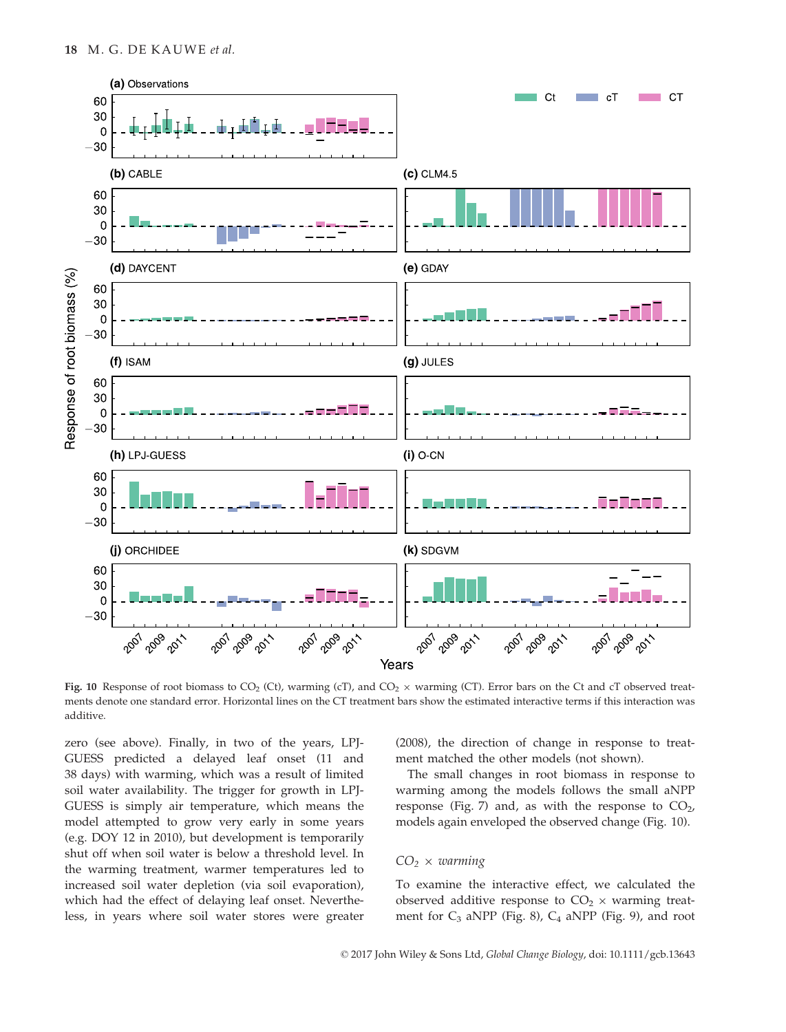Fig. 10 Response of root biomass to $CO_2$ (Ct), warming (cT), and $CO_2$ × warming (CT). Error bars on the Ct and cT observed treatments denote one standard error. Horizontal lines on the CT treatment bars show the estimated interactive terms if this interaction was additive.

zero (see above). Finally, in two of the years, LPJ-GUESS predicted a delayed leaf onset (11 and 38 days) with warming, which was a result of limited soil water availability. The trigger for growth in LPJ-GUESS is simply air temperature, which means the model attempted to grow very early in some years (e.g. DOY 12 in 2010), but development is temporarily shut off when soil water is below a threshold level. In the warming treatment, warmer temperatures led to increased soil water depletion (via soil evaporation), which had the effect of delaying leaf onset. Nevertheless, in years where soil water stores were greater (2008), the direction of change in response to treatment matched the other models (not shown).

The small changes in root biomass in response to warming among the models follows the small aNPP response (Fig. 7) and, as with the response to $CO_2$, models again enveloped the observed change (Fig. 10).

### $CO_2$ × *warming*

To examine the interactive effect, we calculated the observed additive response to $CO_2$ × warming treatment for $C_3$ aNPP (Fig. 8), $C_4$ aNPP (Fig. 9), and root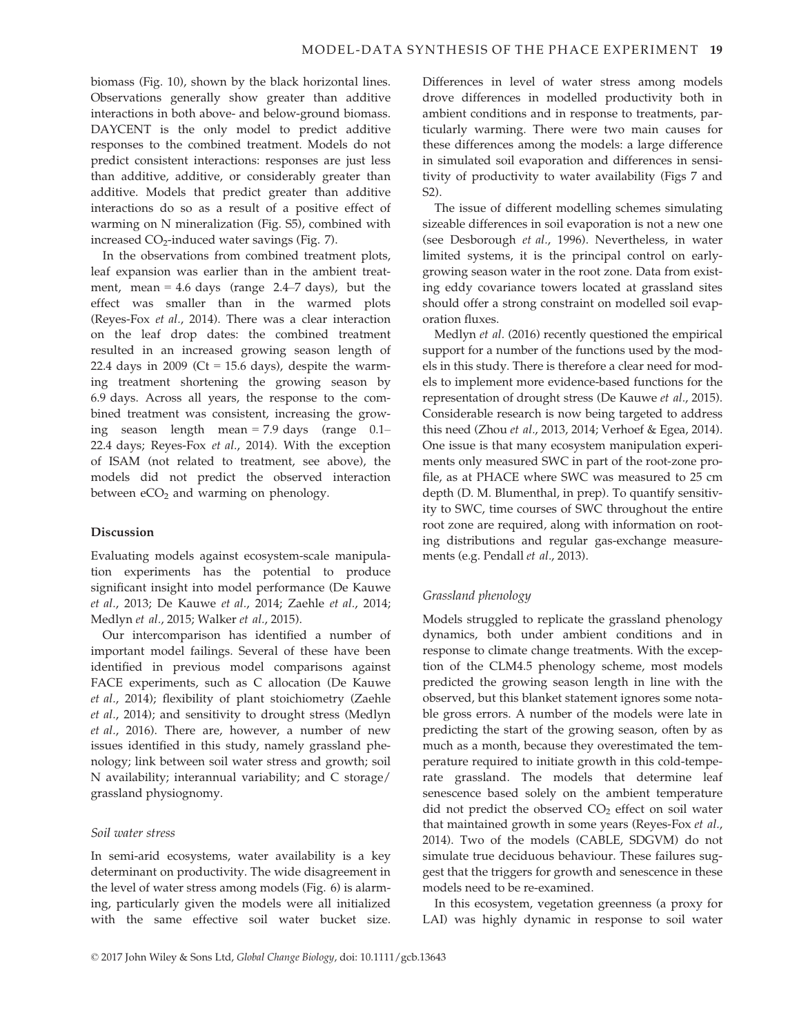biomass (Fig. 10), shown by the black horizontal lines. Observations generally show greater than additive interactions in both above- and below-ground biomass. DAYCENT is the only model to predict additive responses to the combined treatment. Models do not predict consistent interactions: responses are just less than additive, additive, or considerably greater than additive. Models that predict greater than additive interactions do so as a result of a positive effect of warming on N mineralization (Fig. S5), combined with increased $CO_2$-induced water savings (Fig. 7).

In the observations from combined treatment plots, leaf expansion was earlier than in the ambient treatment, mean = 4.6 days (range 2.4–7 days), but the effect was smaller than in the warmed plots (Reyes-Fox *et al.*, 2014). There was a clear interaction on the leaf drop dates: the combined treatment resulted in an increased growing season length of 22.4 days in 2009 (Ct = 15.6 days), despite the warming treatment shortening the growing season by 6.9 days. Across all years, the response to the combined treatment was consistent, increasing the growing season length mean = 7.9 days (range 0.1–22.4 days; Reyes-Fox *et al.*, 2014). With the exception of ISAM (not related to treatment, see above), the models did not predict the observed interaction between $eCO_2$ and warming on phenology.

## Discussion

Evaluating models against ecosystem-scale manipulation experiments has the potential to produce significant insight into model performance (De Kauwe *et al.*, 2013; De Kauwe *et al.*, 2014; Zaehle *et al.*, 2014; Medlyn *et al.*, 2015; Walker *et al.*, 2015).

Our intercomparison has identified a number of important model failings. Several of these have been identified in previous model comparisons against FACE experiments, such as C allocation (De Kauwe *et al.*, 2014); flexibility of plant stoichiometry (Zaehle *et al.*, 2014); and sensitivity to drought stress (Medlyn *et al.*, 2016). There are, however, a number of new issues identified in this study, namely grassland phenology; link between soil water stress and growth; soil N availability; interannual variability; and C storage/grassland physiognomy.

### *Soil water stress*

In semi-arid ecosystems, water availability is a key determinant on productivity. The wide disagreement in the level of water stress among models (Fig. 6) is alarming, particularly given the models were all initialized with the same effective soil water bucket size. Differences in level of water stress among models drove differences in modelled productivity both in ambient conditions and in response to treatments, particularly warming. There were two main causes for these differences among the models: a large difference in simulated soil evaporation and differences in sensitivity of productivity to water availability (Figs 7 and S2).

The issue of different modelling schemes simulating sizeable differences in soil evaporation is not a new one (see Desborough *et al.*, 1996). Nevertheless, in water limited systems, it is the principal control on early-growing season water in the root zone. Data from existing eddy covariance towers located at grassland sites should offer a strong constraint on modelled soil evaporation fluxes.

Medlyn *et al.* (2016) recently questioned the empirical support for a number of the functions used by the models in this study. There is therefore a clear need for models to implement more evidence-based functions for the representation of drought stress (De Kauwe *et al.*, 2015). Considerable research is now being targeted to address this need (Zhou *et al.*, 2013, 2014; Verhoef & Egea, 2014). One issue is that many ecosystem manipulation experiments only measured SWC in part of the root-zone profile, as at PHACE where SWC was measured to 25 cm depth (D. M. Blumenthal, in prep). To quantify sensitivity to SWC, time courses of SWC throughout the entire root zone are required, along with information on rooting distributions and regular gas-exchange measurements (e.g. Pendall *et al.*, 2013).

### *Grassland phenology*

Models struggled to replicate the grassland phenology dynamics, both under ambient conditions and in response to climate change treatments. With the exception of the CLM4.5 phenology scheme, most models predicted the growing season length in line with the observed, but this blanket statement ignores some notable gross errors. A number of the models were late in predicting the start of the growing season, often by as much as a month, because they overestimated the temperature required to initiate growth in this cold-temperate grassland. The models that determine leaf senescence based solely on the ambient temperature did not predict the observed $CO_2$ effect on soil water that maintained growth in some years (Reyes-Fox *et al.*, 2014). Two of the models (CABLE, SDGVM) do not simulate true deciduous behaviour. These failures suggest that the triggers for growth and senescence in these models need to be re-examined.

In this ecosystem, vegetation greenness (a proxy for LAI) was highly dynamic in response to soil water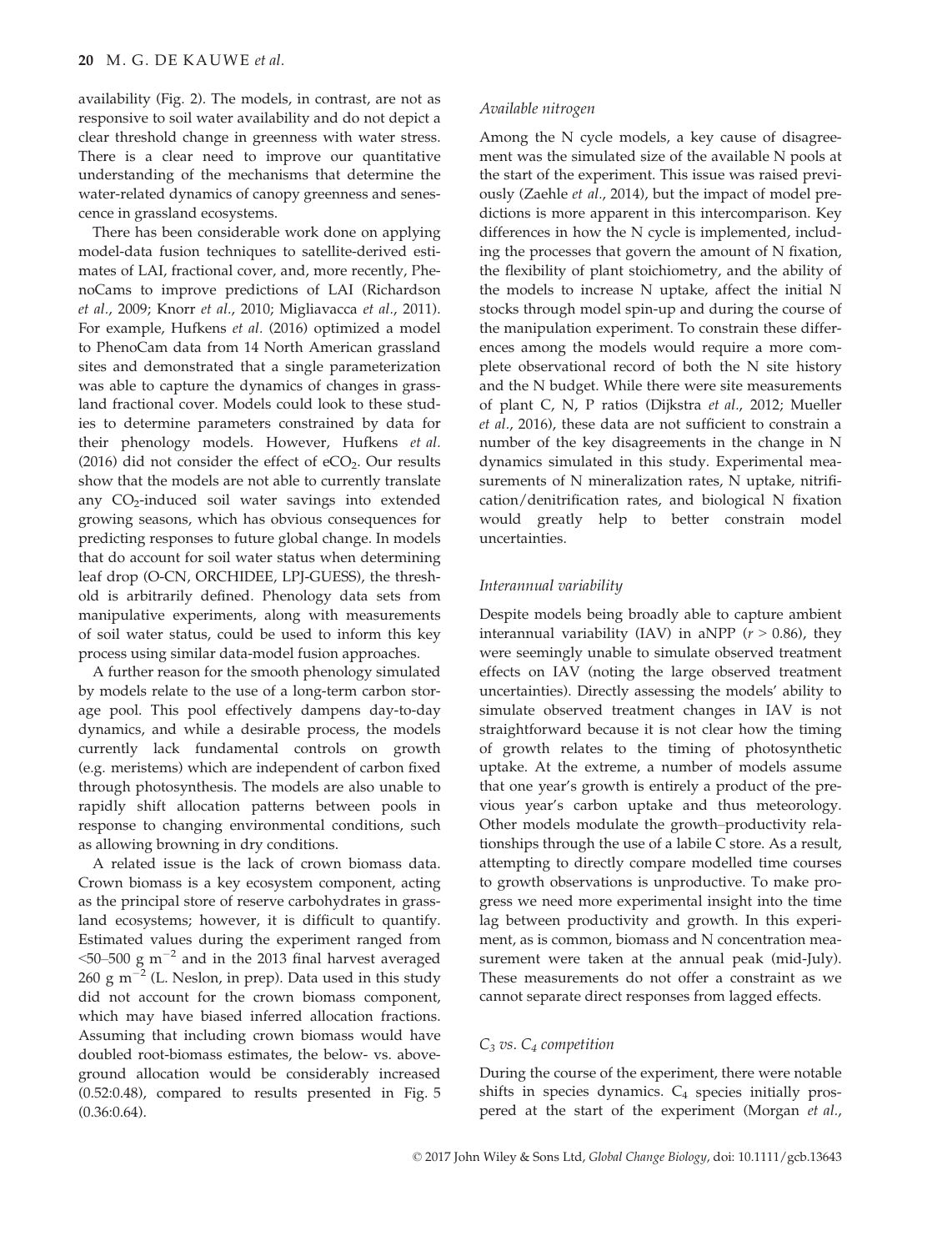availability (Fig. 2). The models, in contrast, are not as responsive to soil water availability and do not depict a clear threshold change in greenness with water stress. There is a clear need to improve our quantitative understanding of the mechanisms that determine the water-related dynamics of canopy greenness and senescence in grassland ecosystems.

There has been considerable work done on applying model-data fusion techniques to satellite-derived estimates of LAI, fractional cover, and, more recently, PhenoCams to improve predictions of LAI (Richardson *et al*., 2009; Knorr *et al*., 2010; Migliavacca *et al*., 2011). For example, Hufkens *et al*. (2016) optimized a model to PhenoCam data from 14 North American grassland sites and demonstrated that a single parameterization was able to capture the dynamics of changes in grassland fractional cover. Models could look to these studies to determine parameters constrained by data for their phenology models. However, Hufkens *et al*. (2016) did not consider the effect of $eCO_2$. Our results show that the models are not able to currently translate any $CO_2$-induced soil water savings into extended growing seasons, which has obvious consequences for predicting responses to future global change. In models that do account for soil water status when determining leaf drop (O-CN, ORCHIDEE, LPJ-GUESS), the threshold is arbitrarily defined. Phenology data sets from manipulative experiments, along with measurements of soil water status, could be used to inform this key process using similar data-model fusion approaches.

A further reason for the smooth phenology simulated by models relate to the use of a long-term carbon storage pool. This pool effectively dampens day-to-day dynamics, and while a desirable process, the models currently lack fundamental controls on growth (e.g. meristems) which are independent of carbon fixed through photosynthesis. The models are also unable to rapidly shift allocation patterns between pools in response to changing environmental conditions, such as allowing browning in dry conditions.

A related issue is the lack of crown biomass data. Crown biomass is a key ecosystem component, acting as the principal store of reserve carbohydrates in grassland ecosystems; however, it is difficult to quantify. Estimated values during the experiment ranged from <50–500 g $m^{-2}$ and in the 2013 final harvest averaged 260 g $m^{-2}$ (L. Neslon, in prep). Data used in this study did not account for the crown biomass component, which may have biased inferred allocation fractions. Assuming that including crown biomass would have doubled root-biomass estimates, the below- vs. above-ground allocation would be considerably increased (0.52:0.48), compared to results presented in Fig. 5 (0.36:0.64).

### *Available nitrogen*

Among the N cycle models, a key cause of disagreement was the simulated size of the available N pools at the start of the experiment. This issue was raised previously (Zaehle *et al*., 2014), but the impact of model predictions is more apparent in this intercomparison. Key differences in how the N cycle is implemented, including the processes that govern the amount of N fixation, the flexibility of plant stoichiometry, and the ability of the models to increase N uptake, affect the initial N stocks through model spin-up and during the course of the manipulation experiment. To constrain these differences among the models would require a more complete observational record of both the N site history and the N budget. While there were site measurements of plant C, N, P ratios (Dijkstra *et al*., 2012; Mueller *et al*., 2016), these data are not sufficient to constrain a number of the key disagreements in the change in N dynamics simulated in this study. Experimental measurements of N mineralization rates, N uptake, nitrification/denitrification rates, and biological N fixation would greatly help to better constrain model uncertainties.

### *Interannual variability*

Despite models being broadly able to capture ambient interannual variability (IAV) in aNPP ($r > 0.86$), they were seemingly unable to simulate observed treatment effects on IAV (noting the large observed treatment uncertainties). Directly assessing the models' ability to simulate observed treatment changes in IAV is not straightforward because it is not clear how the timing of growth relates to the timing of photosynthetic uptake. At the extreme, a number of models assume that one year's growth is entirely a product of the previous year's carbon uptake and thus meteorology. Other models modulate the growth–productivity relationships through the use of a labile C store. As a result, attempting to directly compare modelled time courses to growth observations is unproductive. To make progress we need more experimental insight into the time lag between productivity and growth. In this experiment, as is common, biomass and N concentration measurement were taken at the annual peak (mid-July). These measurements do not offer a constraint as we cannot separate direct responses from lagged effects.

### *$C_3$ vs. $C_4$ competition*

During the course of the experiment, there were notable shifts in species dynamics. $C_4$ species initially prospered at the start of the experiment (Morgan *et al*.,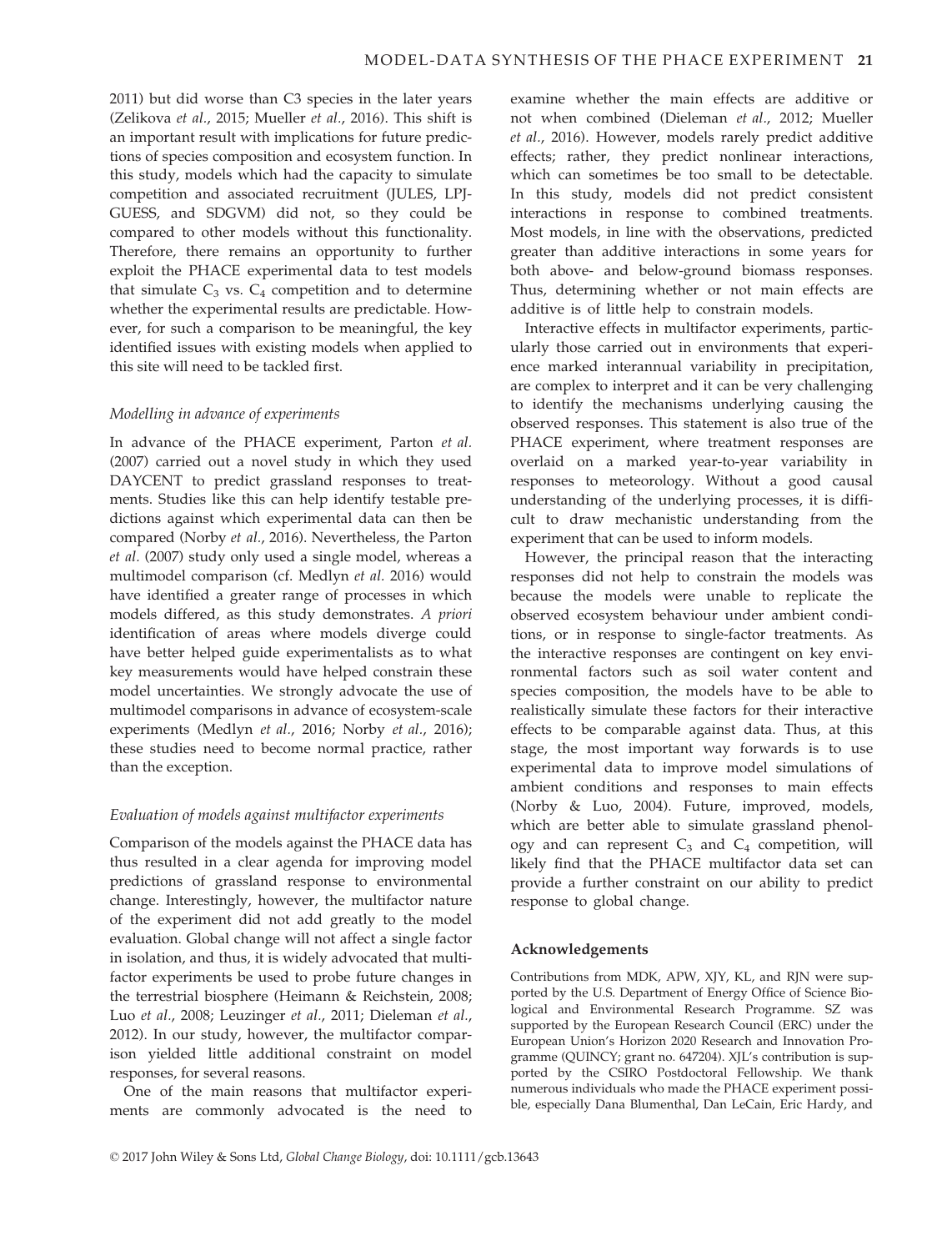2011) but did worse than C3 species in the later years (Zelikova *et al*., 2015; Mueller *et al*., 2016). This shift is an important result with implications for future predictions of species composition and ecosystem function. In this study, models which had the capacity to simulate competition and associated recruitment (JULES, LPJ-GUESS, and SDGVM) did not, so they could be compared to other models without this functionality. Therefore, there remains an opportunity to further exploit the PHACE experimental data to test models that simulate $C_3$ vs. $C_4$ competition and to determine whether the experimental results are predictable. However, for such a comparison to be meaningful, the key identified issues with existing models when applied to this site will need to be tackled first.

### *Modelling in advance of experiments*

In advance of the PHACE experiment, Parton *et al.* (2007) carried out a novel study in which they used DAYCENT to predict grassland responses to treatments. Studies like this can help identify testable predictions against which experimental data can then be compared (Norby *et al*., 2016). Nevertheless, the Parton *et al.* (2007) study only used a single model, whereas a multimodel comparison (cf. Medlyn *et al.* 2016) would have identified a greater range of processes in which models differed, as this study demonstrates. *A priori* identification of areas where models diverge could have better helped guide experimentalists as to what key measurements would have helped constrain these model uncertainties. We strongly advocate the use of multimodel comparisons in advance of ecosystem-scale experiments (Medlyn *et al*., 2016; Norby *et al*., 2016); these studies need to become normal practice, rather than the exception.

### *Evaluation of models against multifactor experiments*

Comparison of the models against the PHACE data has thus resulted in a clear agenda for improving model predictions of grassland response to environmental change. Interestingly, however, the multifactor nature of the experiment did not add greatly to the model evaluation. Global change will not affect a single factor in isolation, and thus, it is widely advocated that multifactor experiments be used to probe future changes in the terrestrial biosphere (Heimann & Reichstein, 2008; Luo *et al*., 2008; Leuzinger *et al*., 2011; Dieleman *et al*., 2012). In our study, however, the multifactor comparison yielded little additional constraint on model responses, for several reasons.

One of the main reasons that multifactor experiments are commonly advocated is the need to examine whether the main effects are additive or not when combined (Dieleman *et al*., 2012; Mueller *et al*., 2016). However, models rarely predict additive effects; rather, they predict nonlinear interactions, which can sometimes be too small to be detectable. In this study, models did not predict consistent interactions in response to combined treatments. Most models, in line with the observations, predicted greater than additive interactions in some years for both above- and below-ground biomass responses. Thus, determining whether or not main effects are additive is of little help to constrain models.

Interactive effects in multifactor experiments, particularly those carried out in environments that experience marked interannual variability in precipitation, are complex to interpret and it can be very challenging to identify the mechanisms underlying causing the observed responses. This statement is also true of the PHACE experiment, where treatment responses are overlaid on a marked year-to-year variability in responses to meteorology. Without a good causal understanding of the underlying processes, it is difficult to draw mechanistic understanding from the experiment that can be used to inform models.

However, the principal reason that the interacting responses did not help to constrain the models was because the models were unable to replicate the observed ecosystem behaviour under ambient conditions, or in response to single-factor treatments. As the interactive responses are contingent on key environmental factors such as soil water content and species composition, the models have to be able to realistically simulate these factors for their interactive effects to be comparable against data. Thus, at this stage, the most important way forwards is to use experimental data to improve model simulations of ambient conditions and responses to main effects (Norby & Luo, 2004). Future, improved, models, which are better able to simulate grassland phenology and can represent $C_3$ and $C_4$ competition, will likely find that the PHACE multifactor data set can provide a further constraint on our ability to predict response to global change.

## Acknowledgements

Contributions from MDK, APW, XJY, KL, and RJN were supported by the U.S. Department of Energy Office of Science Biological and Environmental Research Programme. SZ was supported by the European Research Council (ERC) under the European Union's Horizon 2020 Research and Innovation Programme (QUINCY; grant no. 647204). XJL's contribution is supported by the CSIRO Postdoctoral Fellowship. We thank numerous individuals who made the PHACE experiment possible, especially Dana Blumenthal, Dan LeCain, Eric Hardy, and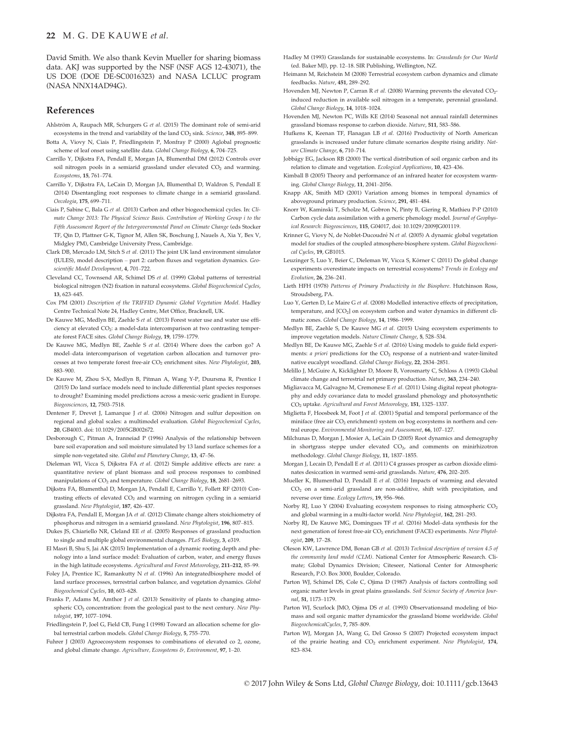David Smith. We also thank Kevin Mueller for sharing biomass data. AKJ was supported by the NSF (NSF AGS 12-43071), the US DOE (DOE DE-SC0016323) and NASA LCLUC program (NASA NNX14AD94G).

## References

Ahlström A, Raupach MR, Schurgers G *et al.* (2015) The dominant role of semi-arid ecosystems in the trend and variability of the land $CO_2$ sink. *Science*, **348**, 895–899.

Botta A, Viovy N, Ciais P, Friedlingstein P, Monfray P (2000) Aglobal prognostic scheme of leaf onset using satellite data. *Global Change Biology*, **6**, 704–725.

Carrillo Y, Dijkstra FA, Pendall E, Morgan JA, Blumenthal DM (2012) Controls over soil nitrogen pools in a semiarid grassland under elevated $CO_2$ and warming. *Ecosystems*, **15**, 761–774.

Carrillo Y, Dijkstra FA, LeCain D, Morgan JA, Blumenthal D, Waldron S, Pendall E (2014) Disentangling root responses to climate change in a semiarid grassland. *Oecologia*, **175**, 699–711.

Ciais P, Sabine C, Bala G *et al.* (2013) Carbon and other biogeochemical cycles. In: *Climate Change 2013: The Physical Science Basis. Contribution of Working Group i to the Fifth Assessment Report of the Intergovernmental Panel on Climate Change* (eds Stocker TF, Qin D, Plattner G-K, Tignor M, Allen SK, Boschung J, Nauels A, Xia Y, Bex V, Midgley PM), Cambridge University Press, Cambridge.

Clark DB, Mercado LM, Sitch S *et al.* (2011) The joint UK land environment simulator (JULES), model description – part 2: carbon fluxes and vegetation dynamics. *Geoscientific Model Development*, **4**, 701–722.

Cleveland CC, Townsend AR, Schimel DS *et al.* (1999) Global patterns of terrestrial biological nitrogen (N2) fixation in natural ecosystems. *Global Biogeochemical Cycles*, **13**, 623–645.

Cox PM (2001) *Description of the TRIFFID Dynamic Global Vegetation Model*. Hadley Centre Technical Note 24, Hadley Centre, Met Office, Bracknell, UK.

De Kauwe MG, Medlyn BE, Zaehle S *et al.* (2013) Forest water use and water use efficiency at elevated $CO_2$: a model-data intercomparison at two contrasting temperate forest FACE sites. *Global Change Biology*, **19**, 1759–1779.

De Kauwe MG, Medlyn BE, Zaehle S *et al.* (2014) Where does the carbon go? A model–data intercomparison of vegetation carbon allocation and turnover processes at two temperate forest free-air $CO_2$ enrichment sites. *New Phytologist*, **203**, 883–900.

De Kauwe M, Zhou S-X, Medlyn B, Pitman A, Wang Y-P, Duursma R, Prentice I (2015) Do land surface models need to include differential plant species responses to drought? Examining model predictions across a mesic-xeric gradient in Europe. *Biogeosciences*, **12**, 7503–7518.

Dentener F, Drevet J, Lamarque J *et al.* (2006) Nitrogen and sulfur deposition on regional and global scales: a multimodel evaluation. *Global Biogeochemical Cycles*, **20**, GB4003. doi: 10.1029/2005GB002672.

Desborough C, Pitman A, Irannejad P (1996) Analysis of the relationship between bare soil evaporation and soil moisture simulated by 13 land surface schemes for a simple non-vegetated site. *Global and Planetary Change*, **13**, 47–56.

Dieleman WI, Vicca S, Dijkstra FA *et al.* (2012) Simple additive effects are rare: a quantitative review of plant biomass and soil process responses to combined manipulations of $CO_2$ and temperature. *Global Change Biology*, **18**, 2681–2693.

Dijkstra FA, Blumenthal D, Morgan JA, Pendall E, Carrillo Y, Follett RF (2010) Contrasting effects of elevated $CO_2$ and warming on nitrogen cycling in a semiarid grassland. *New Phytologist*, **187**, 426–437.

Dijkstra FA, Pendall E, Morgan JA *et al.* (2012) Climate change alters stoichiometry of phosphorus and nitrogen in a semiarid grassland. *New Phytologist*, **196**, 807–815.

Dukes JS, Chiariello NR, Cleland EE *et al.* (2005) Responses of grassland production to single and multiple global environmental changes. *PLoS Biology*, **3**, e319.

El Masri B, Shu S, Jai AK (2015) Implementation of a dynamic rooting depth and phenology into a land surface model: Evaluation of carbon, water, and energy fluxes in the high latitude ecosystems. *Agricultural and Forest Meteorology*, **211–212**, 85–99.

Foley JA, Prentice IC, Ramankutty N *et al.* (1996) An integratedbiosphere model of land surface processes, terrestrial carbon balance, and vegetation dynamics. *Global Biogeochemical Cycles*, **10**, 603–628.

Franks P, Adams M, Amthor J *et al.* (2013) Sensitivity of plants to changing atmospheric $CO_2$ concentration: from the geological past to the next century. *New Phytologist*, **197**, 1077–1094.

Friedlingstein P, Joel G, Field CB, Fung I (1998) Toward an allocation scheme for global terrestrial carbon models. *Global Change Biology*, **5**, 755–770.

Fuhrer J (2003) Agroecosystem responses to combinations of elevated co 2, ozone, and global climate change. *Agriculture, Ecosystems & Environment*, **97**, 1–20.

Hadley M (1993) Grasslands for sustainable ecosystems. In: *Grasslands for Our World* (ed. Baker MJ), pp. 12–18. SIR Publishing, Wellington, NZ.

Heimann M, Reichstein M (2008) Terrestrial ecosystem carbon dynamics and climate feedbacks. *Nature*, **451**, 289–292.

Hovenden MJ, Newton P, Carran R *et al.* (2008) Warming prevents the elevated $CO_2$-induced reduction in available soil nitrogen in a temperate, perennial grassland. *Global Change Biology*, **14**, 1018–1024.

Hovenden MJ, Newton PC, Wills KE (2014) Seasonal not annual rainfall determines grassland biomass response to carbon dioxide. *Nature*, **511**, 583–586.

Hufkens K, Keenan TF, Flanagan LB *et al.* (2016) Productivity of North American grasslands is increased under future climate scenarios despite rising aridity. *Nature Climate Change*, **6**, 710–714.

Jobbágy EG, Jackson RB (2000) The vertical distribution of soil organic carbon and its relation to climate and vegetation. *Ecological Applications*, **10**, 423–436.

Kimball B (2005) Theory and performance of an infrared heater for ecosystem warming. *Global Change Biology*, **11**, 2041–2056.

Knapp AK, Smith MD (2001) Variation among biomes in temporal dynamics of aboveground primary production. *Science*, **291**, 481–484.

Knorr W, Kaminski T, Scholze M, Gobron N, Pinty B, Giering R, Mathieu P-P (2010) Carbon cycle data assimilation with a generic phenology model. *Journal of Geophysical Research: Biogeosciences*, **115**, G04017, doi: 10.1029/2009JG001119.

Krinner G, Viovy N, de Noblet-Ducoudré N *et al.* (2005) A dynamic global vegetation model for studies of the coupled atmosphere-biosphere system. *Global Biogeochemical Cycles*, **19**, GB1015.

Leuzinger S, Luo Y, Beier C, Dieleman W, Vicca S, Körner C (2011) Do global change experiments overestimate impacts on terrestrial ecosystems? *Trends in Ecology and Evolution*, **26**, 236–241.

Lieth HFH (1978) *Patterns of Primary Productivity in the Biosphere*. Hutchinson Ross, Stroudsberg, PA.

Luo Y, Gerten D, Le Maire G *et al.* (2008) Modelled interactive effects of precipitation, temperature, and [$CO_2$] on ecosystem carbon and water dynamics in different climatic zones. *Global Change Biology*, **14**, 1986–1999.

Medlyn BE, Zaehle S, De Kauwe MG *et al.* (2015) Using ecosystem experiments to improve vegetation models. *Nature Climate Change*, **5**, 528–534.

Medlyn BE, De Kauwe MG, Zaehle S *et al.* (2016) Using models to guide field experiments: *a priori* predictions for the $CO_2$ response of a nutrient-and water-limited native eucalypt woodland. *Global Change Biology*, **22**, 2834–2851.

Melillo J, McGuire A, Kicklighter D, Moore B, Vorosmarty C, Schloss A (1993) Global climate change and terrestrial net primary production. *Nature*, **363**, 234–240.

Migliavacca M, Galvagno M, Cremonese E *et al.* (2011) Using digital repeat photography and eddy covariance data to model grassland phenology and photosynthetic $CO_2$ uptake. *Agricultural and Forest Meteorology*, **151**, 1325–1337.

Miglietta F, Hoosbeek M, Foot J *et al.* (2001) Spatial and temporal performance of the miniface (free air $CO_2$ enrichment) system on bog ecosystems in northern and central europe. *Environmental Monitoring and Assessment*, **66**, 107–127.

Milchunas D, Morgan J, Mosier A, LeCain D (2005) Root dynamics and demography in shortgrass steppe under elevated $CO_2$, and comments on minirhizotron methodology. *Global Change Biology*, **11**, 1837–1855.

Morgan J, Lecain D, Pendall E *et al.* (2011) C4 grasses prosper as carbon dioxide eliminates desiccation in warmed semi-arid grasslands. *Nature*, **476**, 202–205.

Mueller K, Blumenthal D, Pendall E *et al.* (2016) Impacts of warming and elevated $CO_2$ on a semi-arid grassland are non-additive, shift with precipitation, and reverse over time. *Ecology Letters*, **19**, 956–966.

Norby RJ, Luo Y (2004) Evaluating ecosystem responses to rising atmospheric $CO_2$ and global warming in a multi-factor world. *New Phytologist*, **162**, 281–293.

Norby RJ, De Kauwe MG, Domingues TF *et al.* (2016) Model–data synthesis for the next generation of forest free-air $CO_2$ enrichment (FACE) experiments. *New Phytologist*, **209**, 17–28.

Oleson KW, Lawrence DM, Bonan GB *et al.* (2013) *Technical description of version 4.5 of the community land model (CLM)*. National Center for Atmospheric Research. Climate; Global Dynamics Division; Citeseer, National Center for Atmospheric Research, P.O. Box 3000, Boulder, Colorado.

Parton WJ, Schimel DS, Cole C, Ojima D (1987) Analysis of factors controlling soil organic matter levels in great plains grasslands. *Soil Science Society of America Journal*, **51**, 1173–1179.

Parton WJ, Scurlock JMO, Ojima DS *et al.* (1993) Observationsand modeling of biomass and soil organic matter dynamicsfor the grassland biome worldwide. *Global BiogeochemicalCycles*, **7**, 785–809.

Parton WJ, Morgan JA, Wang G, Del Grosso S (2007) Projected ecosystem impact of the prairie heating and $CO_2$ enrichment experiment. *New Phytologist*, **174**, 823–834.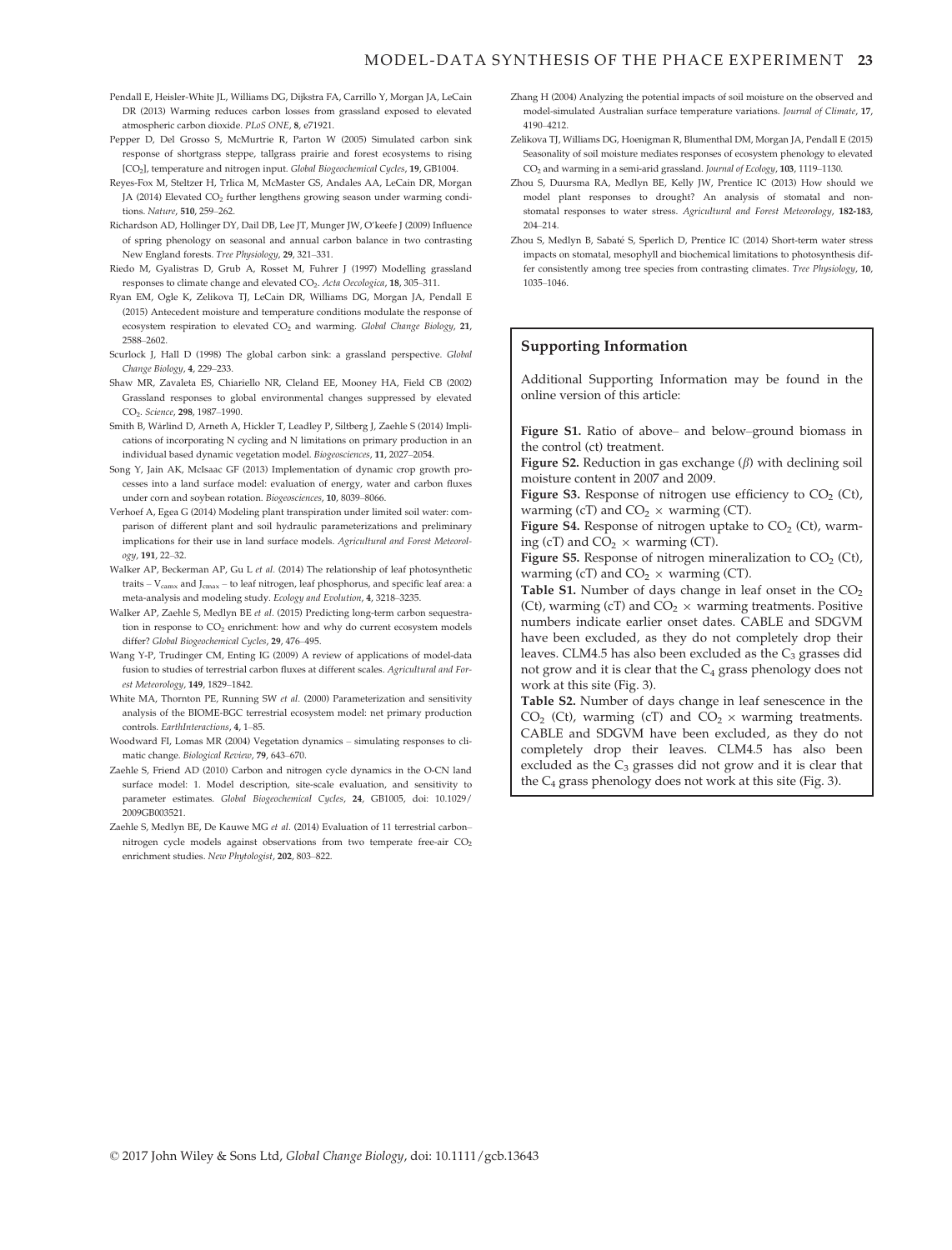Pendall E, Heisler-White JL, Williams DG, Dijkstra FA, Carrillo Y, Morgan JA, LeCain DR (2013) Warming reduces carbon losses from grassland exposed to elevated atmospheric carbon dioxide. *PLoS ONE*, **8**, e71921.

Pepper D, Del Grosso S, McMurtrie R, Parton W (2005) Simulated carbon sink response of shortgrass steppe, tallgrass prairie and forest ecosystems to rising [$CO_2$], temperature and nitrogen input. *Global Biogeochemical Cycles*, **19**, GB1004.

Reyes-Fox M, Steltzer H, Trlica M, McMaster GS, Andales AA, LeCain DR, Morgan JA (2014) Elevated $CO_2$ further lengthens growing season under warming conditions. *Nature*, **510**, 259–262.

Richardson AD, Hollinger DY, Dail DB, Lee JT, Munger JW, O'keefe J (2009) Influence of spring phenology on seasonal and annual carbon balance in two contrasting New England forests. *Tree Physiology*, **29**, 321–331.

Riedo M, Gyalistras D, Grub A, Rosset M, Fuhrer J (1997) Modelling grassland responses to climate change and elevated $CO_2$. *Acta Oecologica*, **18**, 305–311.

Ryan EM, Ogle K, Zelikova TJ, LeCain DR, Williams DG, Morgan JA, Pendall E (2015) Antecedent moisture and temperature conditions modulate the response of ecosystem respiration to elevated $CO_2$ and warming. *Global Change Biology*, **21**, 2588–2602.

Scurlock J, Hall D (1998) The global carbon sink: a grassland perspective. *Global Change Biology*, **4**, 229–233.

Shaw MR, Zavaleta ES, Chiariello NR, Cleland EE, Mooney HA, Field CB (2002) Grassland responses to global environmental changes suppressed by elevated $CO_2$. *Science*, **298**, 1987–1990.

Smith B, Wårlind D, Arneth A, Hickler T, Leadley P, Siltberg J, Zaehle S (2014) Implications of incorporating N cycling and N limitations on primary production in an individual based dynamic vegetation model. *Biogeosciences*, **11**, 2027–2054.

Song Y, Jain AK, McIsaac GF (2013) Implementation of dynamic crop growth processes into a land surface model: evaluation of energy, water and carbon fluxes under corn and soybean rotation. *Biogeosciences*, **10**, 8039–8066.

Verhoef A, Egea G (2014) Modeling plant transpiration under limited soil water: comparison of different plant and soil hydraulic parameterizations and preliminary implications for their use in land surface models. *Agricultural and Forest Meteorology*, **191**, 22–32.

Walker AP, Beckerman AP, Gu L *et al.* (2014) The relationship of leaf photosynthetic traits – $V_{cmax}$ and $J_{cmax}$ – to leaf nitrogen, leaf phosphorus, and specific leaf area: a meta-analysis and modeling study. *Ecology and Evolution*, **4**, 3218–3235.

Walker AP, Zaehle S, Medlyn BE *et al.* (2015) Predicting long-term carbon sequestration in response to $CO_2$ enrichment: how and why do current ecosystem models differ? *Global Biogeochemical Cycles*, **29**, 476–495.

Wang Y-P, Trudinger CM, Enting IG (2009) A review of applications of model-data fusion to studies of terrestrial carbon fluxes at different scales. *Agricultural and Forest Meteorology*, **149**, 1829–1842.

White MA, Thornton PE, Running SW *et al.* (2000) Parameterization and sensitivity analysis of the BIOME-BGC terrestrial ecosystem model: net primary production controls. *EarthInteractions*, **4**, 1–85.

Woodward FI, Lomas MR (2004) Vegetation dynamics – simulating responses to climatic change. *Biological Review*, **79**, 643–670.

Zaehle S, Friend AD (2010) Carbon and nitrogen cycle dynamics in the O-CN land surface model: 1. Model description, site-scale evaluation, and sensitivity to parameter estimates. *Global Biogeochemical Cycles*, **24**, GB1005, doi: 10.1029/2009GB003521.

Zaehle S, Medlyn BE, De Kauwe MG *et al.* (2014) Evaluation of 11 terrestrial carbon–nitrogen cycle models against observations from two temperate free-air $CO_2$ enrichment studies. *New Phytologist*, **202**, 803–822.

Zhang H (2004) Analyzing the potential impacts of soil moisture on the observed and model-simulated Australian surface temperature variations. *Journal of Climate*, **17**, 4190–4212.

Zelikova TJ, Williams DG, Hoenigman R, Blumenthal DM, Morgan JA, Pendall E (2015) Seasonality of soil moisture mediates responses of ecosystem phenology to elevated $CO_2$ and warming in a semi-arid grassland. *Journal of Ecology*, **103**, 1119–1130.

Zhou S, Duursma RA, Medlyn BE, Kelly JW, Prentice IC (2013) How should we model plant responses to drought? An analysis of stomatal and non-stomatal responses to water stress. *Agricultural and Forest Meteorology*, **182-183**, 204–214.

Zhou S, Medlyn B, Sabaté S, Sperlich D, Prentice IC (2014) Short-term water stress impacts on stomatal, mesophyll and biochemical limitations to photosynthesis differ consistently among tree species from contrasting climates. *Tree Physiology*, **10**, 1035–1046.

## Supporting Information

Additional Supporting Information may be found in the online version of this article:

**Figure S1.** Ratio of above– and below–ground biomass in the control (ct) treatment.

**Figure S2.** Reduction in gas exchange ($\beta$) with declining soil moisture content in 2007 and 2009.

**Figure S3.** Response of nitrogen use efficiency to $CO_2$ (Ct), warming (cT) and $CO_2 \times$ warming (CT).

**Figure S4.** Response of nitrogen uptake to $CO_2$ (Ct), warming (cT) and $CO_2 \times$ warming (CT).

**Figure S5.** Response of nitrogen mineralization to $CO_2$ (Ct), warming (cT) and $CO_2 \times$ warming (CT).

**Table S1.** Number of days change in leaf onset in the $CO_2$ (Ct), warming (cT) and $CO_2 \times$ warming treatments. Positive numbers indicate earlier onset dates. CABLE and SDGVM have been excluded, as they do not completely drop their leaves. CLM4.5 has also been excluded as the $C_3$ grasses did not grow and it is clear that the $C_4$ grass phenology does not work at this site (Fig. 3).

**Table S2.** Number of days change in leaf senescence in the $CO_2$ (Ct), warming (cT) and $CO_2 \times$ warming treatments. CABLE and SDGVM have been excluded, as they do not completely drop their leaves. CLM4.5 has also been excluded as the $C_3$ grasses did not grow and it is clear that the $C_4$ grass phenology does not work at this site (Fig. 3).